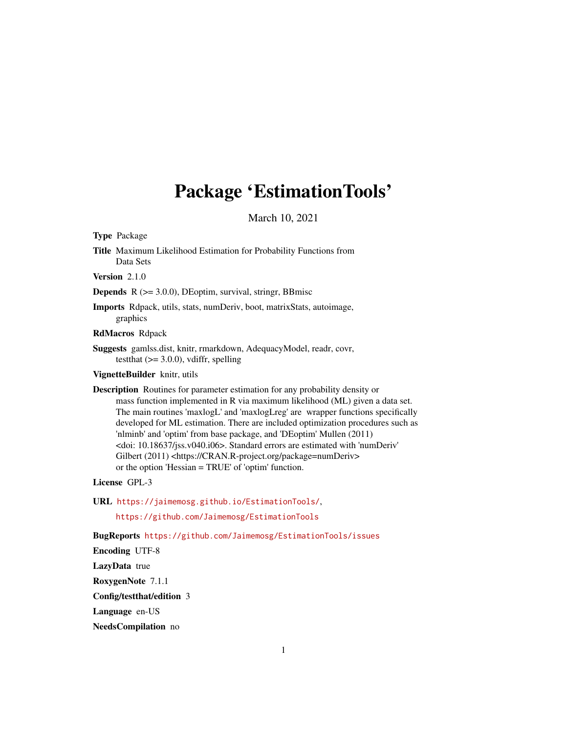# Package 'EstimationTools'

March 10, 2021

**Type** Package

**Title** Maximum Likelihood Estimation for Probability Functions from Data Sets

**Version** 2.1.0

**Depends** R (>= 3.0.0), DEoptim, survival, stringr, BBmisc

**Imports** Rdpack, utils, stats, numDeriv, boot, matrixStats, autoimage, graphics

**RdMacros** Rdpack

**Suggests** gamlss.dist, knitr, rmarkdown, AdequacyModel, readr, covr, testthat (>= 3.0.0), vdiffr, spelling

**VignetteBuilder** knitr, utils

**Description** Routines for parameter estimation for any probability density or mass function implemented in R via maximum likelihood (ML) given a data set. The main routines 'maxlogL' and 'maxlogLreg' are wrapper functions specifically developed for ML estimation. There are included optimization procedures such as 'nlminb' and 'optim' from base package, and 'DEoptim' Mullen (2011) <doi: 10.18637/jss.v040.i06>. Standard errors are estimated with 'numDeriv' Gilbert (2011) <https://CRAN.R-project.org/package=numDeriv> or the option 'Hessian = TRUE' of 'optim' function.

**License** GPL-3

**URL** https://jaimemosg.github.io/EstimationTools/,

https://github.com/Jaimemosg/EstimationTools

**BugReports** https://github.com/Jaimemosg/EstimationTools/issues

**Encoding** UTF-8

**LazyData** true

**RoxygenNote** 7.1.1

**Config/testthat/edition** 3

**Language** en-US

**NeedsCompilation** no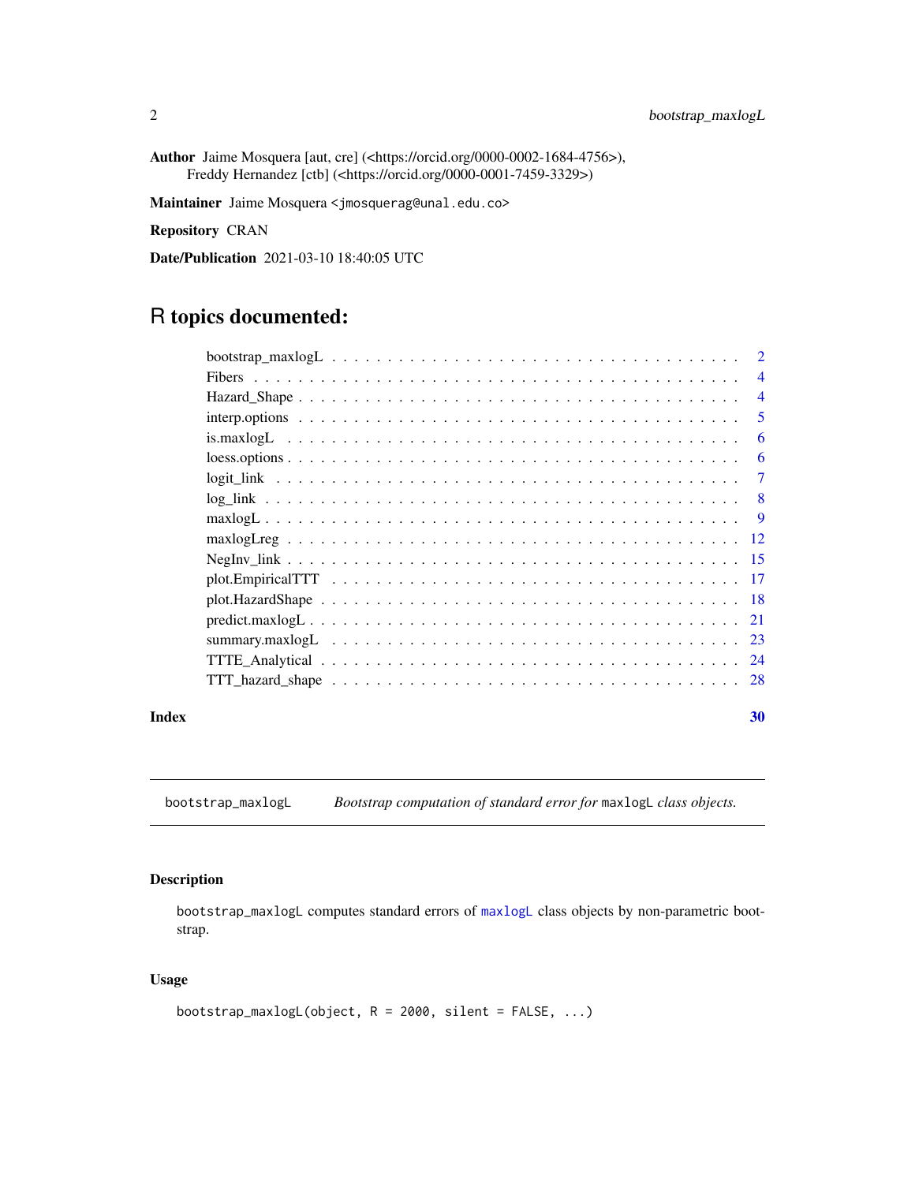**Author** Jaime Mosquera [aut, cre] (<https://orcid.org/0000-0002-1684-4756>), Freddy Hernandez [ctb] (<https://orcid.org/0000-0001-7459-3329>)

**Maintainer** Jaime Mosquera <jmosquerag@unal.edu.co>

**Repository** CRAN

**Date/Publication** 2021-03-10 18:40:05 UTC

# R topics documented:

- bootstrap_maxlogL . . . . . 2
- Fibers . . . . . 4
- Hazard_Shape . . . . . 4
- interp.options . . . . . 5
- is.maxlogL . . . . . 6
- loess.options . . . . . 6
- logit_link . . . . . 7
- log_link . . . . . 8
- maxlogL . . . . . 9
- maxlogLreg . . . . . 12
- NegInv_link . . . . . 15
- plot.EmpiricalTTT . . . . . 17
- plot.HazardShape . . . . . 18
- predict.maxlogL . . . . . 21
- summary.maxlogL . . . . . 23
- TTTE_Analytical . . . . . 24
- TTT_hazard_shape . . . . . 28

**Index** 30

---

## bootstrap_maxlogL — *Bootstrap computation of standard error for* `maxlogL` *class objects.*

### Description

`bootstrap_maxlogL` computes standard errors of `maxlogL` class objects by non-parametric bootstrap.

### Usage

```
bootstrap_maxlogL(object, R = 2000, silent = FALSE, ...)
```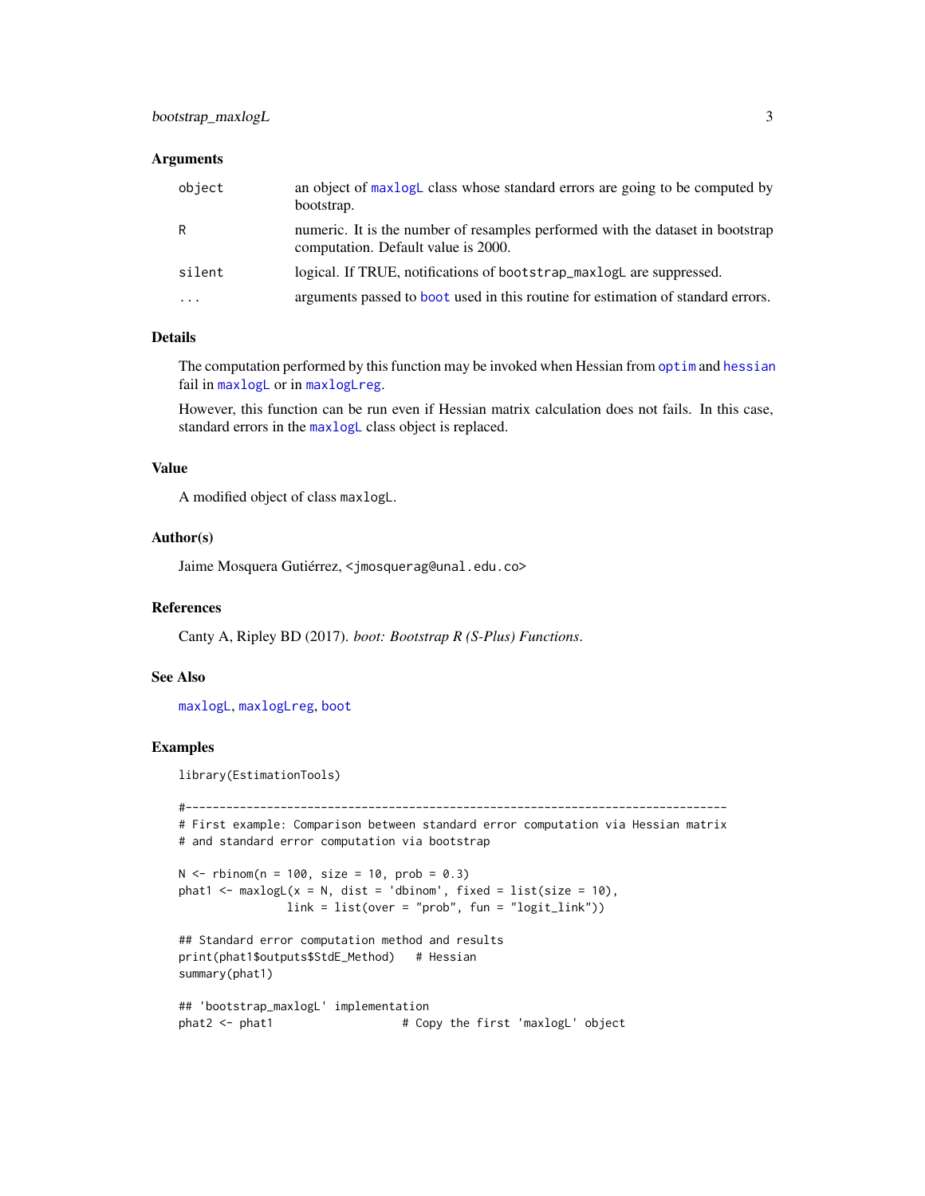## Arguments

| | |
|---|---|
| object | an object of maxlogL class whose standard errors are going to be computed by bootstrap. |
| R | numeric. It is the number of resamples performed with the dataset in bootstrap computation. Default value is 2000. |
| silent | logical. If TRUE, notifications of bootstrap_maxlogL are suppressed. |
| ... | arguments passed to boot used in this routine for estimation of standard errors. |

## Details

The computation performed by this function may be invoked when Hessian from optim and hessian fail in maxlogL or in maxlogLreg.

However, this function can be run even if Hessian matrix calculation does not fails. In this case, standard errors in the maxlogL class object is replaced.

## Value

A modified object of class maxlogL.

## Author(s)

Jaime Mosquera Gutiérrez, <jmosquerag@unal.edu.co>

## References

Canty A, Ripley BD (2017). *boot: Bootstrap R (S-Plus) Functions*.

## See Also

maxlogL, maxlogLreg, boot

## Examples

```
library(EstimationTools)

#--------------------------------------------------------------------------------
# First example: Comparison between standard error computation via Hessian matrix
# and standard error computation via bootstrap

N <- rbinom(n = 100, size = 10, prob = 0.3)
phat1 <- maxlogL(x = N, dist = 'dbinom', fixed = list(size = 10),
                 link = list(over = "prob", fun = "logit_link"))

## Standard error computation method and results
print(phat1$outputs$StdE_Method)   # Hessian
summary(phat1)

## 'bootstrap_maxlogL' implementation
phat2 <- phat1                   # Copy the first 'maxlogL' object
```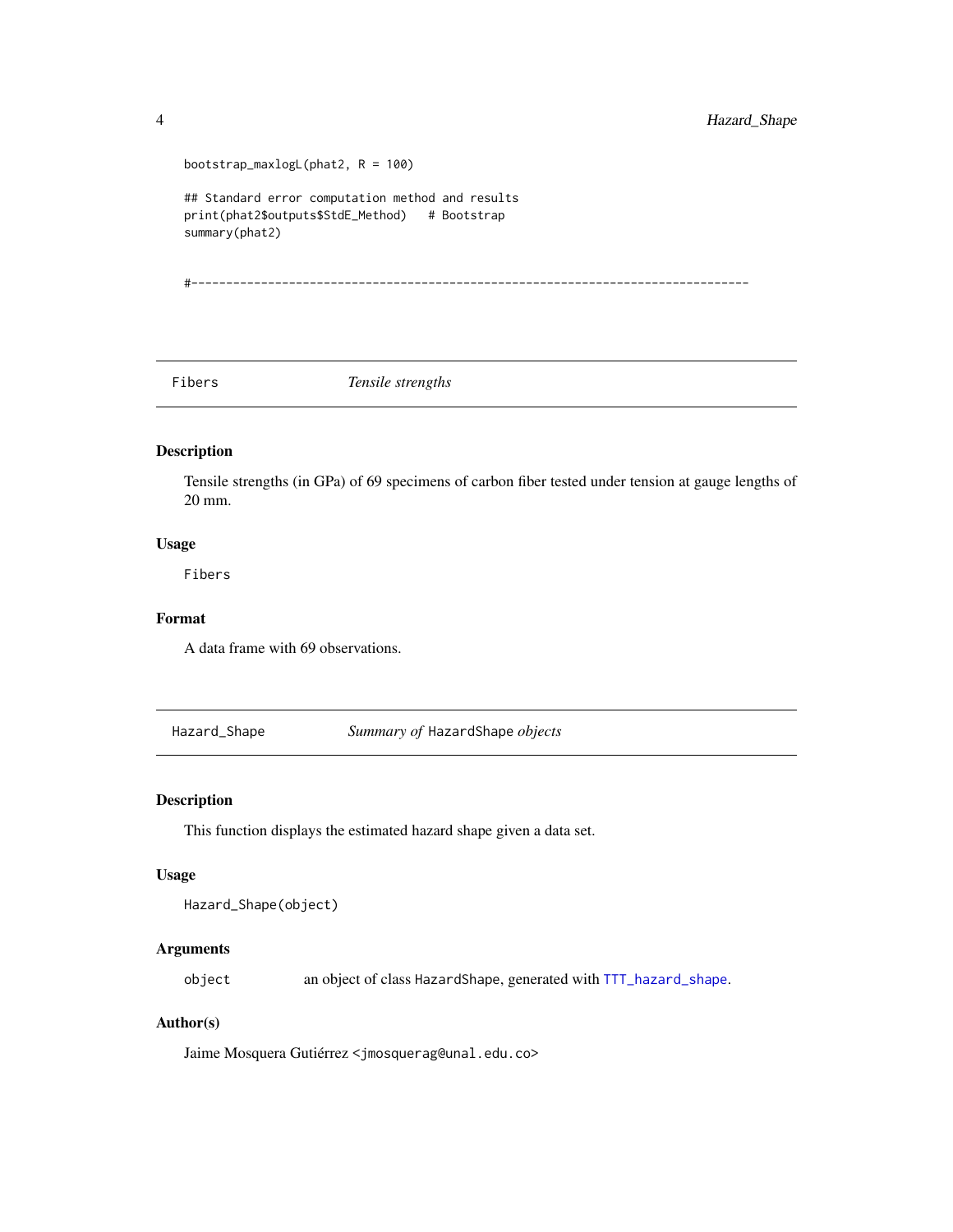```
bootstrap_maxlogL(phat2, R = 100)

## Standard error computation method and results
print(phat2$outputs$StdE_Method)   # Bootstrap
summary(phat2)


#--------------------------------------------------------------------------------
```

## Fibers — *Tensile strengths*

### Description

Tensile strengths (in GPa) of 69 specimens of carbon fiber tested under tension at gauge lengths of 20 mm.

### Usage

```
Fibers
```

### Format

A data frame with 69 observations.

## Hazard_Shape — *Summary of `HazardShape` objects*

### Description

This function displays the estimated hazard shape given a data set.

### Usage

```
Hazard_Shape(object)
```

### Arguments

| | |
|---|---|
| `object` | an object of class `HazardShape`, generated with `TTT_hazard_shape`. |

### Author(s)

Jaime Mosquera Gutiérrez <jmosquerag@unal.edu.co>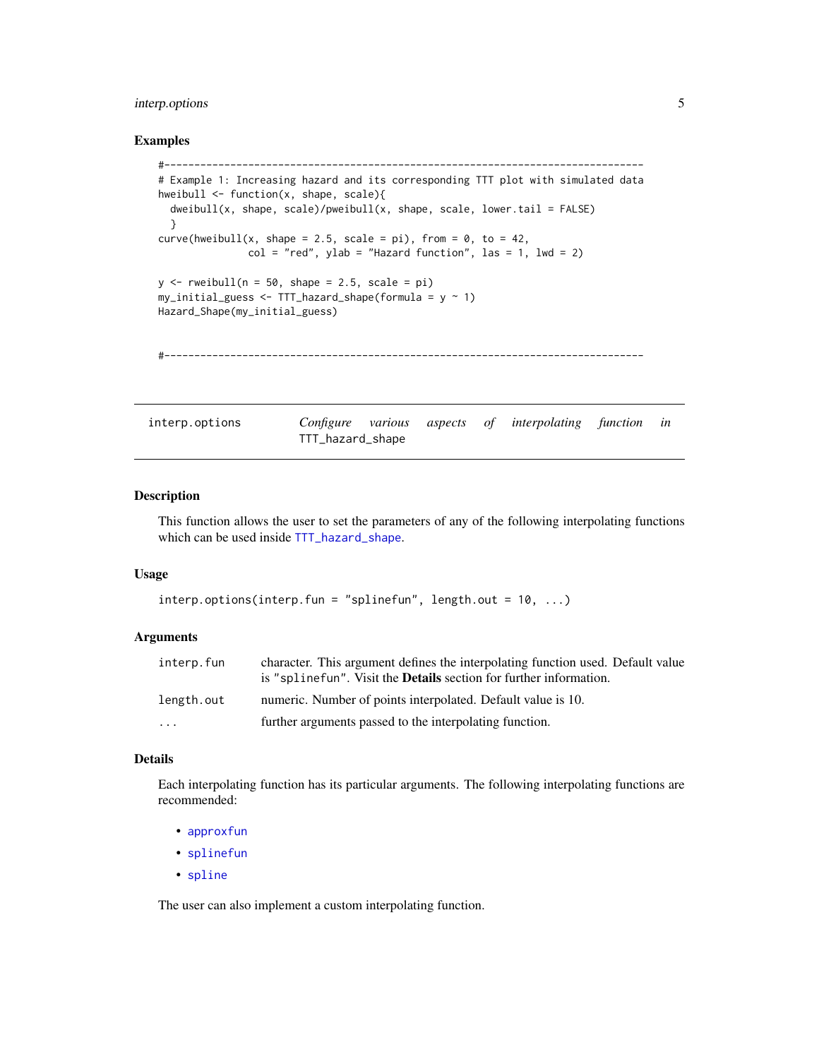## Examples

```
#--------------------------------------------------------------------------------
# Example 1: Increasing hazard and its corresponding TTT plot with simulated data
hweibull <- function(x, shape, scale){
  dweibull(x, shape, scale)/pweibull(x, shape, scale, lower.tail = FALSE)
  }
curve(hweibull(x, shape = 2.5, scale = pi), from = 0, to = 42,
               col = "red", ylab = "Hazard function", las = 1, lwd = 2)

y <- rweibull(n = 50, shape = 2.5, scale = pi)
my_initial_guess <- TTT_hazard_shape(formula = y ~ 1)
Hazard_Shape(my_initial_guess)


#--------------------------------------------------------------------------------
```

---

# interp.options — *Configure various aspects of interpolating function in* `TTT_hazard_shape`

---

## Description

This function allows the user to set the parameters of any of the following interpolating functions which can be used inside `TTT_hazard_shape`.

## Usage

```
interp.options(interp.fun = "splinefun", length.out = 10, ...)
```

## Arguments

| | |
|---|---|
| `interp.fun` | character. This argument defines the interpolating function used. Default value is `"splinefun"`. Visit the **Details** section for further information. |
| `length.out` | numeric. Number of points interpolated. Default value is 10. |
| `...` | further arguments passed to the interpolating function. |

## Details

Each interpolating function has its particular arguments. The following interpolating functions are recommended:

- `approxfun`
- `splinefun`
- `spline`

The user can also implement a custom interpolating function.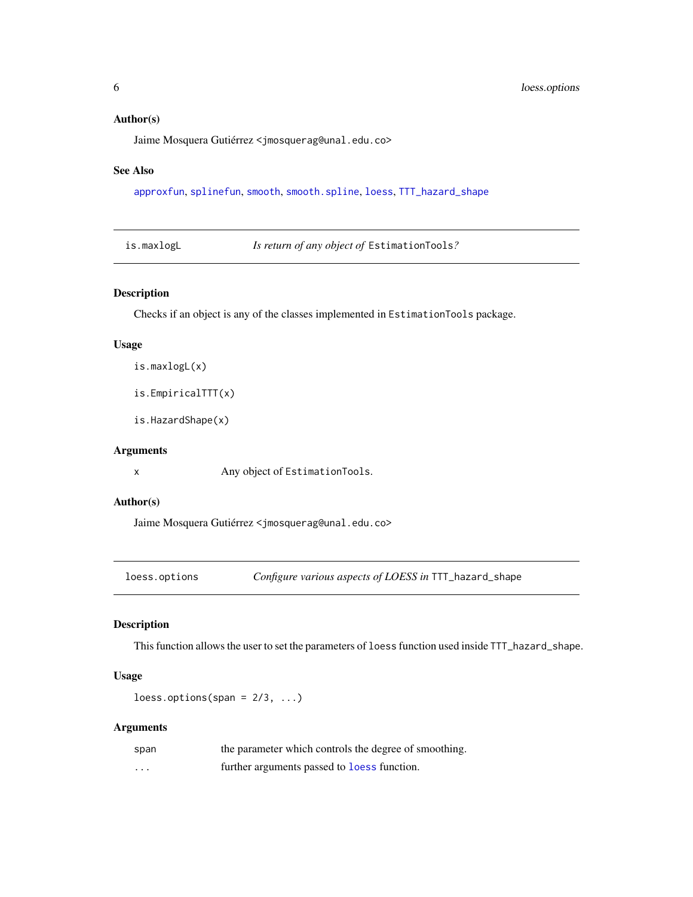### Author(s)

Jaime Mosquera Gutiérrez <jmosquerag@unal.edu.co>

### See Also

approxfun, splinefun, smooth, smooth.spline, loess, TTT_hazard_shape

---

## is.maxlogL — *Is return of any object of* EstimationTools*?*

### Description

Checks if an object is any of the classes implemented in EstimationTools package.

### Usage

```
is.maxlogL(x)

is.EmpiricalTTT(x)

is.HazardShape(x)
```

### Arguments

| | |
|---|---|
| x | Any object of EstimationTools. |

### Author(s)

Jaime Mosquera Gutiérrez <jmosquerag@unal.edu.co>

---

## loess.options — *Configure various aspects of LOESS in* TTT_hazard_shape

### Description

This function allows the user to set the parameters of loess function used inside TTT_hazard_shape.

### Usage

```
loess.options(span = 2/3, ...)
```

### Arguments

| | |
|---|---|
| span | the parameter which controls the degree of smoothing. |
| ... | further arguments passed to loess function. |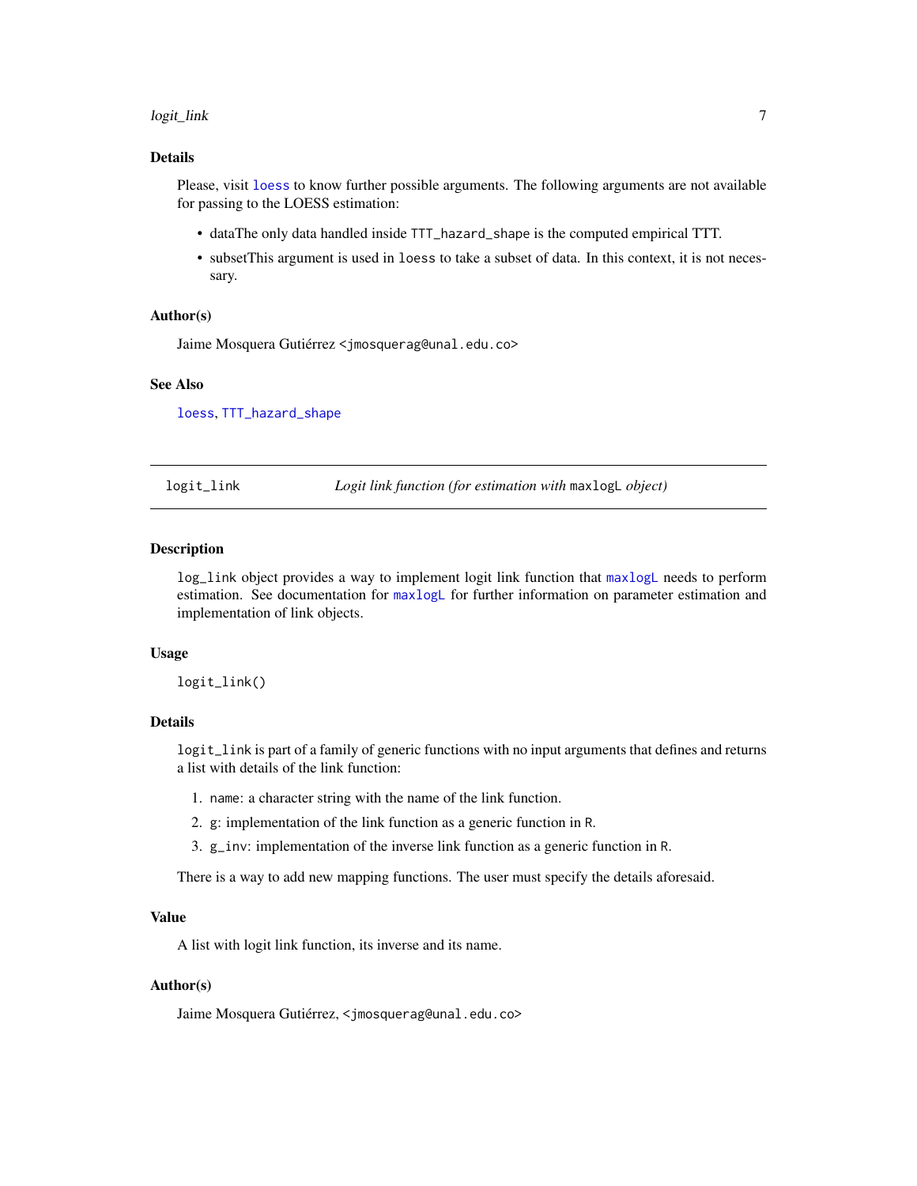### Details

Please, visit loess to know further possible arguments. The following arguments are not available for passing to the LOESS estimation:

- dataThe only data handled inside `TTT_hazard_shape` is the computed empirical TTT.
- subsetThis argument is used in `loess` to take a subset of data. In this context, it is not necessary.

### Author(s)

Jaime Mosquera Gutiérrez <jmosquerag@unal.edu.co>

### See Also

loess, TTT_hazard_shape

---

## logit_link — *Logit link function (for estimation with* `maxlogL` *object)*

---

### Description

`log_link` object provides a way to implement logit link function that maxlogL needs to perform estimation. See documentation for maxlogL for further information on parameter estimation and implementation of link objects.

### Usage

```
logit_link()
```

### Details

`logit_link` is part of a family of generic functions with no input arguments that defines and returns a list with details of the link function:

1. `name`: a character string with the name of the link function.
2. `g`: implementation of the link function as a generic function in `R`.
3. `g_inv`: implementation of the inverse link function as a generic function in `R`.

There is a way to add new mapping functions. The user must specify the details aforesaid.

### Value

A list with logit link function, its inverse and its name.

### Author(s)

Jaime Mosquera Gutiérrez, <jmosquerag@unal.edu.co>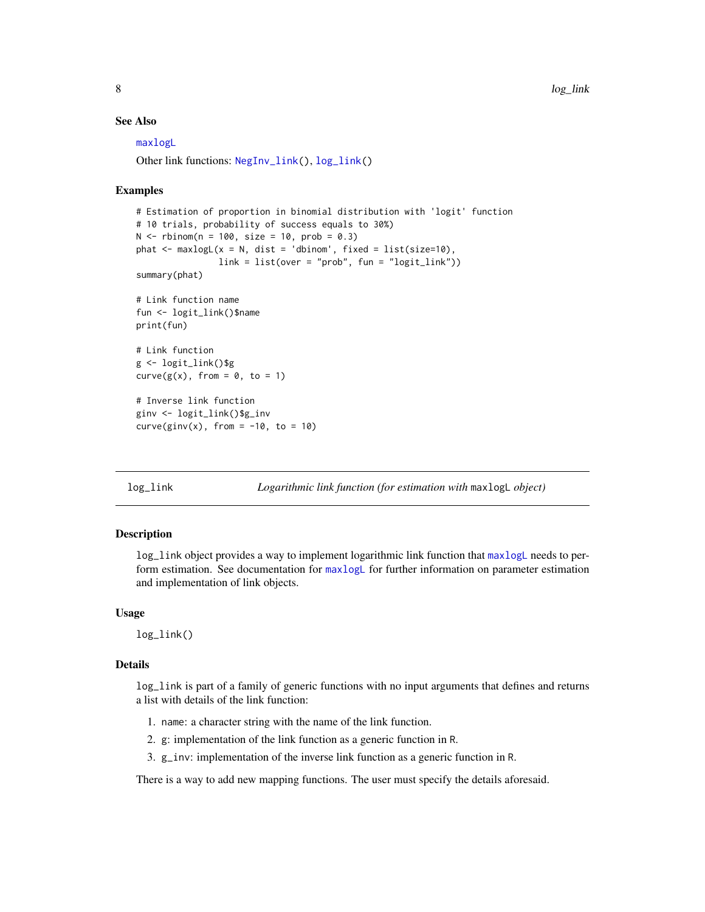### See Also

maxlogL

Other link functions: NegInv_link(), log_link()

### Examples

```
# Estimation of proportion in binomial distribution with 'logit' function
# 10 trials, probability of success equals to 30%)
N <- rbinom(n = 100, size = 10, prob = 0.3)
phat <- maxlogL(x = N, dist = 'dbinom', fixed = list(size=10),
                link = list(over = "prob", fun = "logit_link"))
summary(phat)

# Link function name
fun <- logit_link()$name
print(fun)

# Link function
g <- logit_link()$g
curve(g(x), from = 0, to = 1)

# Inverse link function
ginv <- logit_link()$g_inv
curve(ginv(x), from = -10, to = 10)
```

---

## log_link — *Logarithmic link function (for estimation with* maxlogL *object)*

### Description

log_link object provides a way to implement logarithmic link function that maxlogL needs to perform estimation. See documentation for maxlogL for further information on parameter estimation and implementation of link objects.

### Usage

```
log_link()
```

### Details

log_link is part of a family of generic functions with no input arguments that defines and returns a list with details of the link function:

1. name: a character string with the name of the link function.
2. g: implementation of the link function as a generic function in R.
3. g_inv: implementation of the inverse link function as a generic function in R.

There is a way to add new mapping functions. The user must specify the details aforesaid.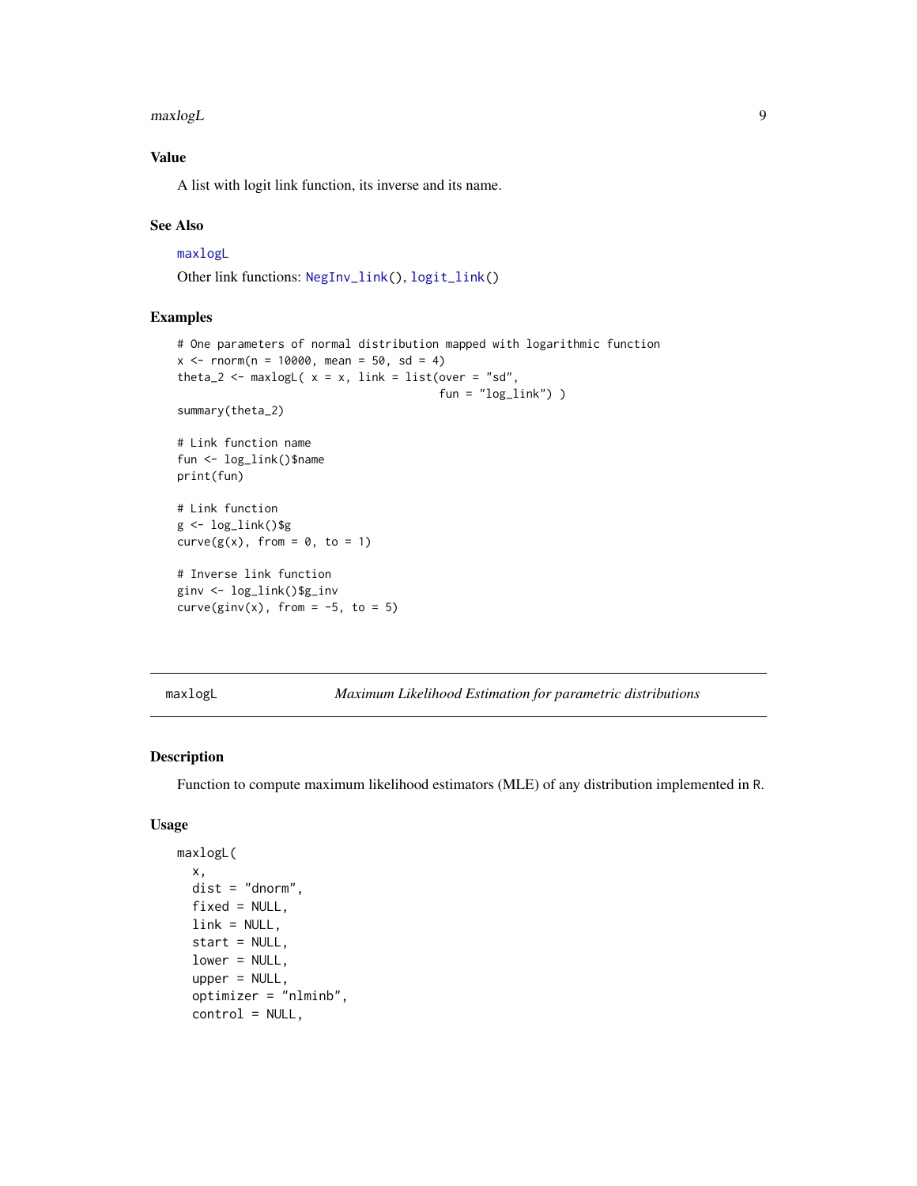### Value

A list with logit link function, its inverse and its name.

### See Also

maxlogL

Other link functions: NegInv_link(), logit_link()

### Examples

```
# One parameters of normal distribution mapped with logarithmic function
x <- rnorm(n = 10000, mean = 50, sd = 4)
theta_2 <- maxlogL( x = x, link = list(over = "sd",
                                        fun = "log_link") )
summary(theta_2)

# Link function name
fun <- log_link()$name
print(fun)

# Link function
g <- log_link()$g
curve(g(x), from = 0, to = 1)

# Inverse link function
ginv <- log_link()$g_inv
curve(ginv(x), from = -5, to = 5)
```

---

## maxlogL — *Maximum Likelihood Estimation for parametric distributions*

### Description

Function to compute maximum likelihood estimators (MLE) of any distribution implemented in R.

### Usage

```
maxlogL(
  x,
  dist = "dnorm",
  fixed = NULL,
  link = NULL,
  start = NULL,
  lower = NULL,
  upper = NULL,
  optimizer = "nlminb",
  control = NULL,
```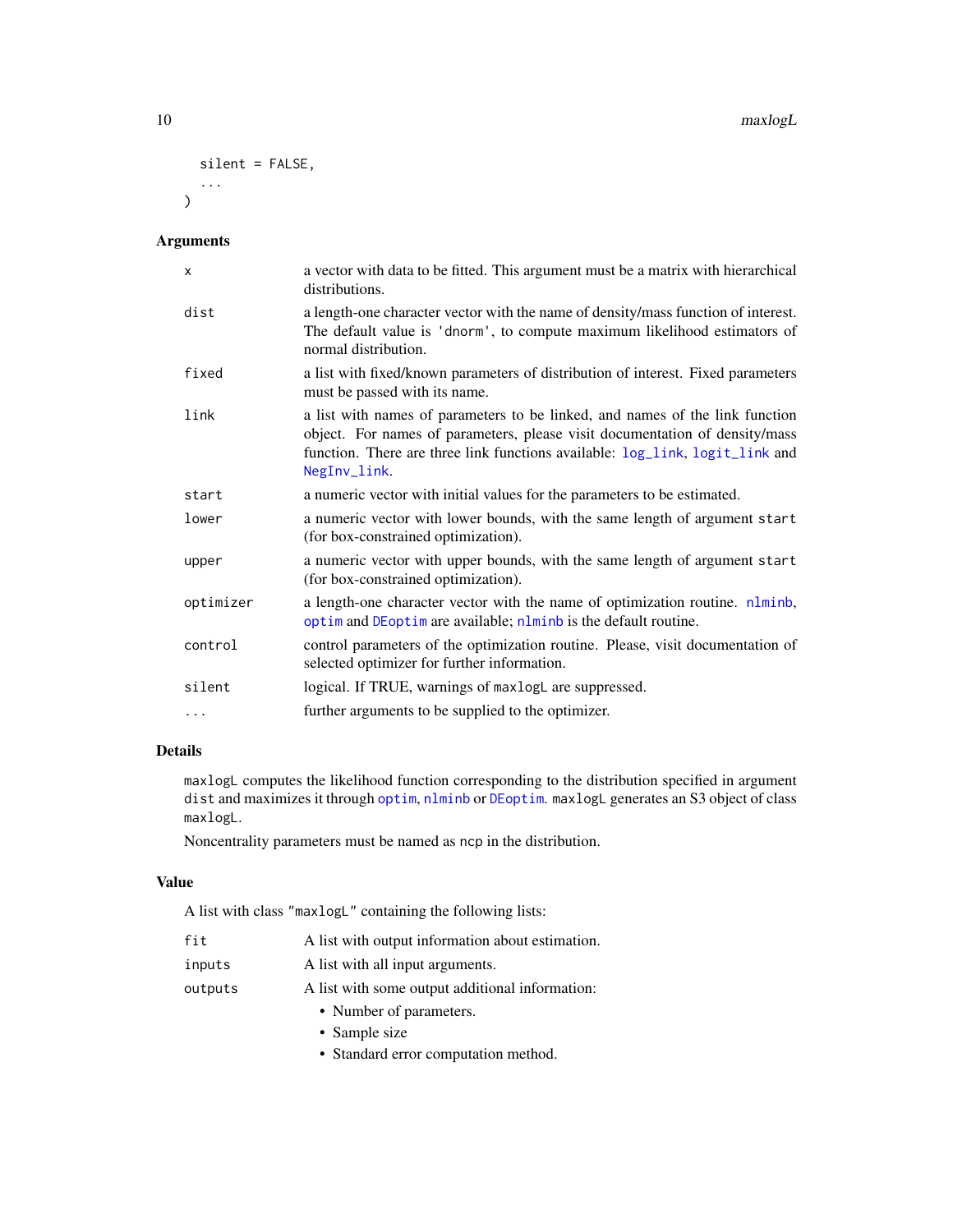```
  silent = FALSE,
  ...
)
```

## Arguments

| Argument | Description |
|---|---|
| x | a vector with data to be fitted. This argument must be a matrix with hierarchical distributions. |
| dist | a length-one character vector with the name of density/mass function of interest. The default value is 'dnorm', to compute maximum likelihood estimators of normal distribution. |
| fixed | a list with fixed/known parameters of distribution of interest. Fixed parameters must be passed with its name. |
| link | a list with names of parameters to be linked, and names of the link function object. For names of parameters, please visit documentation of density/mass function. There are three link functions available: log_link, logit_link and NegInv_link. |
| start | a numeric vector with initial values for the parameters to be estimated. |
| lower | a numeric vector with lower bounds, with the same length of argument start (for box-constrained optimization). |
| upper | a numeric vector with upper bounds, with the same length of argument start (for box-constrained optimization). |
| optimizer | a length-one character vector with the name of optimization routine. nlminb, optim and DEoptim are available; nlminb is the default routine. |
| control | control parameters of the optimization routine. Please, visit documentation of selected optimizer for further information. |
| silent | logical. If TRUE, warnings of maxlogL are suppressed. |
| ... | further arguments to be supplied to the optimizer. |

## Details

maxlogL computes the likelihood function corresponding to the distribution specified in argument dist and maximizes it through optim, nlminb or DEoptim. maxlogL generates an S3 object of class maxlogL.

Noncentrality parameters must be named as ncp in the distribution.

## Value

A list with class "maxlogL" containing the following lists:

| | |
|---|---|
| fit | A list with output information about estimation. |
| inputs | A list with all input arguments. |
| outputs | A list with some output additional information: |

- Number of parameters.
- Sample size
- Standard error computation method.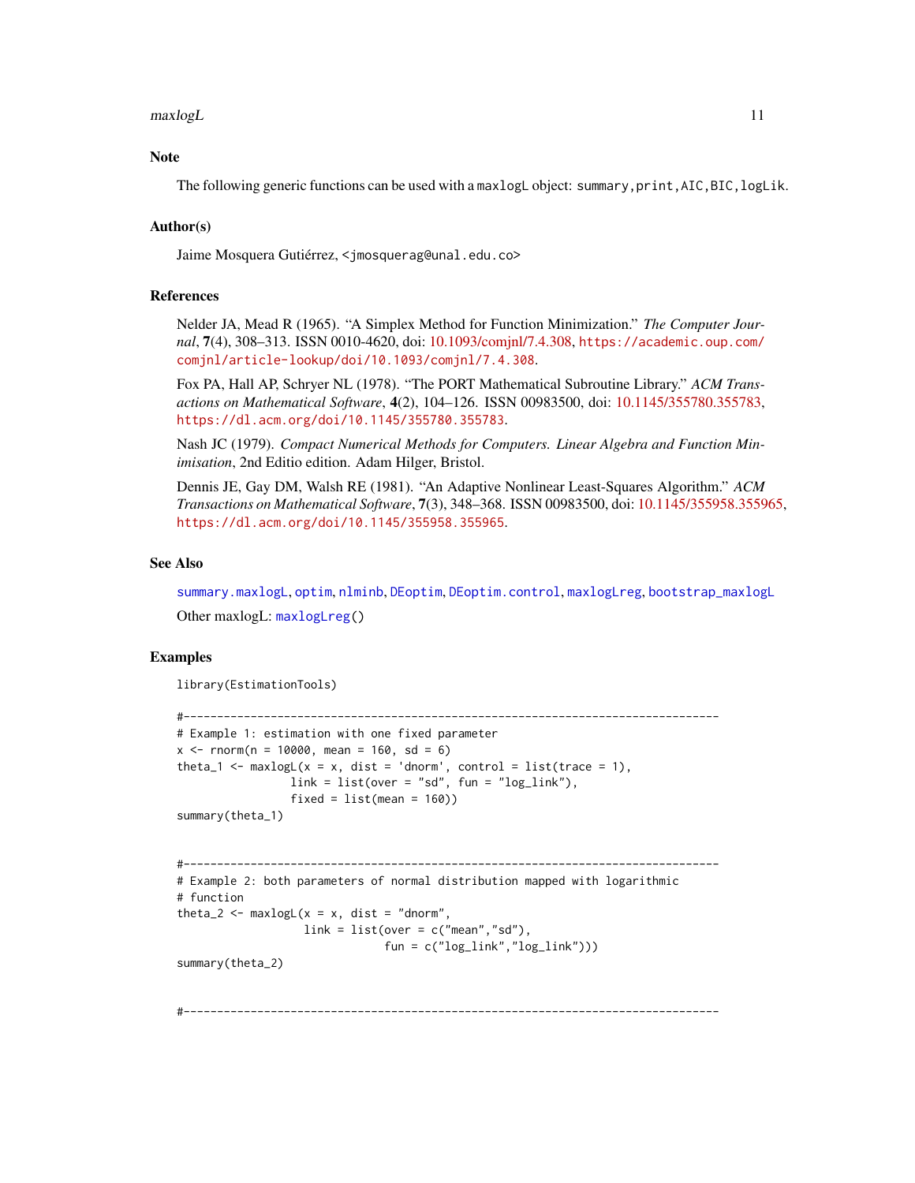## Note

The following generic functions can be used with a `maxlogL` object: `summary`, `print`, `AIC`, `BIC`, `logLik`.

## Author(s)

Jaime Mosquera Gutiérrez, <jmosquerag@unal.edu.co>

## References

Nelder JA, Mead R (1965). "A Simplex Method for Function Minimization." *The Computer Journal*, **7**(4), 308–313. ISSN 0010-4620, doi: 10.1093/comjnl/7.4.308, https://academic.oup.com/comjnl/article-lookup/doi/10.1093/comjnl/7.4.308.

Fox PA, Hall AP, Schryer NL (1978). "The PORT Mathematical Subroutine Library." *ACM Transactions on Mathematical Software*, **4**(2), 104–126. ISSN 00983500, doi: 10.1145/355780.355783, https://dl.acm.org/doi/10.1145/355780.355783.

Nash JC (1979). *Compact Numerical Methods for Computers. Linear Algebra and Function Minimisation*, 2nd Editio edition. Adam Hilger, Bristol.

Dennis JE, Gay DM, Walsh RE (1981). "An Adaptive Nonlinear Least-Squares Algorithm." *ACM Transactions on Mathematical Software*, **7**(3), 348–368. ISSN 00983500, doi: 10.1145/355958.355965, https://dl.acm.org/doi/10.1145/355958.355965.

## See Also

`summary.maxlogL`, `optim`, `nlminb`, `DEoptim`, `DEoptim.control`, `maxlogLreg`, `bootstrap_maxlogL`

Other maxlogL: `maxlogLreg()`

## Examples

```
library(EstimationTools)

#--------------------------------------------------------------------------------
# Example 1: estimation with one fixed parameter
x <- rnorm(n = 10000, mean = 160, sd = 6)
theta_1 <- maxlogL(x = x, dist = 'dnorm', control = list(trace = 1),
                 link = list(over = "sd", fun = "log_link"),
                 fixed = list(mean = 160))
summary(theta_1)


#--------------------------------------------------------------------------------
# Example 2: both parameters of normal distribution mapped with logarithmic
# function
theta_2 <- maxlogL(x = x, dist = "dnorm",
                   link = list(over = c("mean","sd"),
                               fun = c("log_link","log_link")))
summary(theta_2)


#--------------------------------------------------------------------------------
```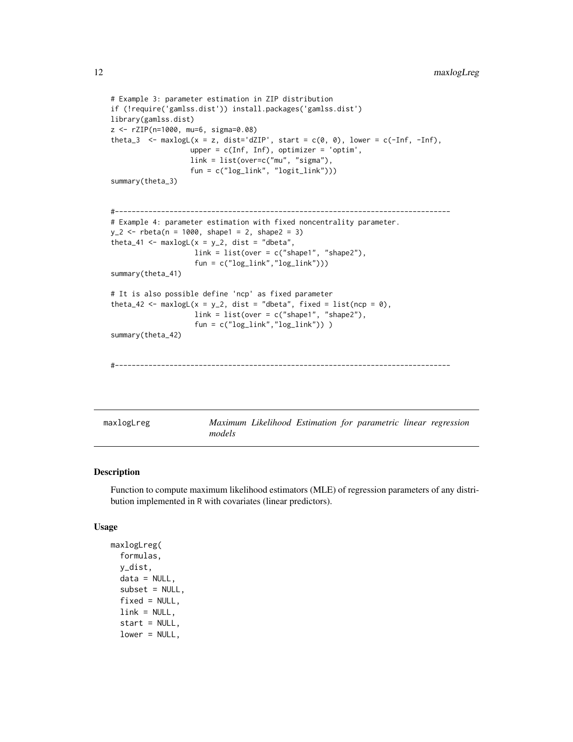```
# Example 3: parameter estimation in ZIP distribution
if (!require('gamlss.dist')) install.packages('gamlss.dist')
library(gamlss.dist)
z <- rZIP(n=1000, mu=6, sigma=0.08)
theta_3  <- maxlogL(x = z, dist='dZIP', start = c(0, 0), lower = c(-Inf, -Inf),
                    upper = c(Inf, Inf), optimizer = 'optim',
                    link = list(over=c("mu", "sigma"),
                    fun = c("log_link", "logit_link")))
summary(theta_3)


#--------------------------------------------------------------------------------
# Example 4: parameter estimation with fixed noncentrality parameter.
y_2 <- rbeta(n = 1000, shape1 = 2, shape2 = 3)
theta_41 <- maxlogL(x = y_2, dist = "dbeta",
                     link = list(over = c("shape1", "shape2"),
                     fun = c("log_link","log_link")))
summary(theta_41)

# It is also possible define 'ncp' as fixed parameter
theta_42 <- maxlogL(x = y_2, dist = "dbeta", fixed = list(ncp = 0),
                     link = list(over = c("shape1", "shape2"),
                     fun = c("log_link","log_link")) )
summary(theta_42)


#--------------------------------------------------------------------------------
```

---

maxlogLreg — *Maximum Likelihood Estimation for parametric linear regression models*

---

### Description

Function to compute maximum likelihood estimators (MLE) of regression parameters of any distribution implemented in R with covariates (linear predictors).

### Usage

```
maxlogLreg(
  formulas,
  y_dist,
  data = NULL,
  subset = NULL,
  fixed = NULL,
  link = NULL,
  start = NULL,
  lower = NULL,
```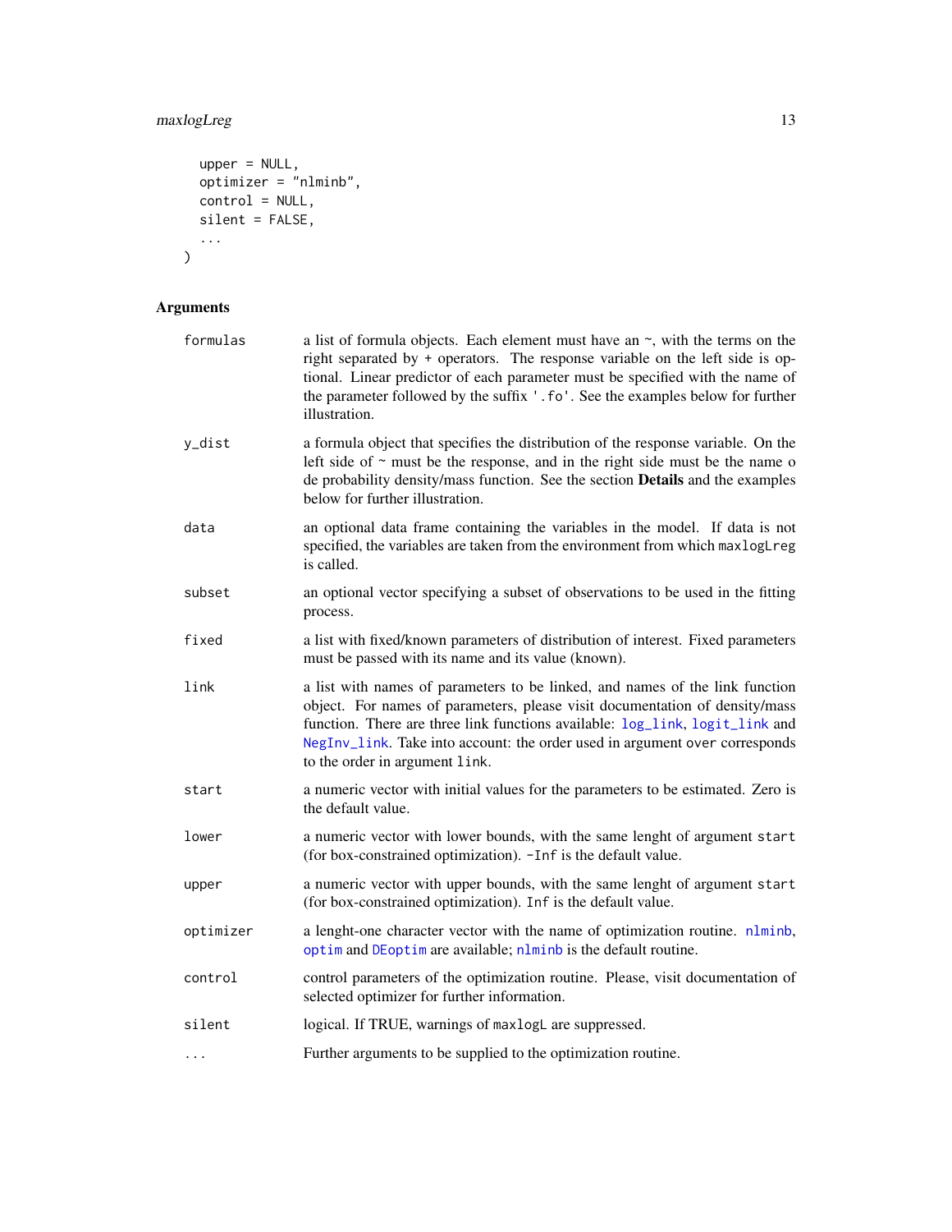```
  upper = NULL,
  optimizer = "nlminb",
  control = NULL,
  silent = FALSE,
  ...
)
```

## Arguments

- `formulas` — a list of formula objects. Each element must have an ~, with the terms on the right separated by + operators. The response variable on the left side is optional. Linear predictor of each parameter must be specified with the name of the parameter followed by the suffix '.fo'. See the examples below for further illustration.
- `y_dist` — a formula object that specifies the distribution of the response variable. On the left side of ~ must be the response, and in the right side must be the name o de probability density/mass function. See the section **Details** and the examples below for further illustration.
- `data` — an optional data frame containing the variables in the model. If data is not specified, the variables are taken from the environment from which `maxlogLreg` is called.
- `subset` — an optional vector specifying a subset of observations to be used in the fitting process.
- `fixed` — a list with fixed/known parameters of distribution of interest. Fixed parameters must be passed with its name and its value (known).
- `link` — a list with names of parameters to be linked, and names of the link function object. For names of parameters, please visit documentation of density/mass function. There are three link functions available: `log_link`, `logit_link` and `NegInv_link`. Take into account: the order used in argument `over` corresponds to the order in argument `link`.
- `start` — a numeric vector with initial values for the parameters to be estimated. Zero is the default value.
- `lower` — a numeric vector with lower bounds, with the same lenght of argument `start` (for box-constrained optimization). `-Inf` is the default value.
- `upper` — a numeric vector with upper bounds, with the same lenght of argument `start` (for box-constrained optimization). `Inf` is the default value.
- `optimizer` — a lenght-one character vector with the name of optimization routine. `nlminb`, `optim` and `DEoptim` are available; `nlminb` is the default routine.
- `control` — control parameters of the optimization routine. Please, visit documentation of selected optimizer for further information.
- `silent` — logical. If TRUE, warnings of `maxlogL` are suppressed.
- `...` — Further arguments to be supplied to the optimization routine.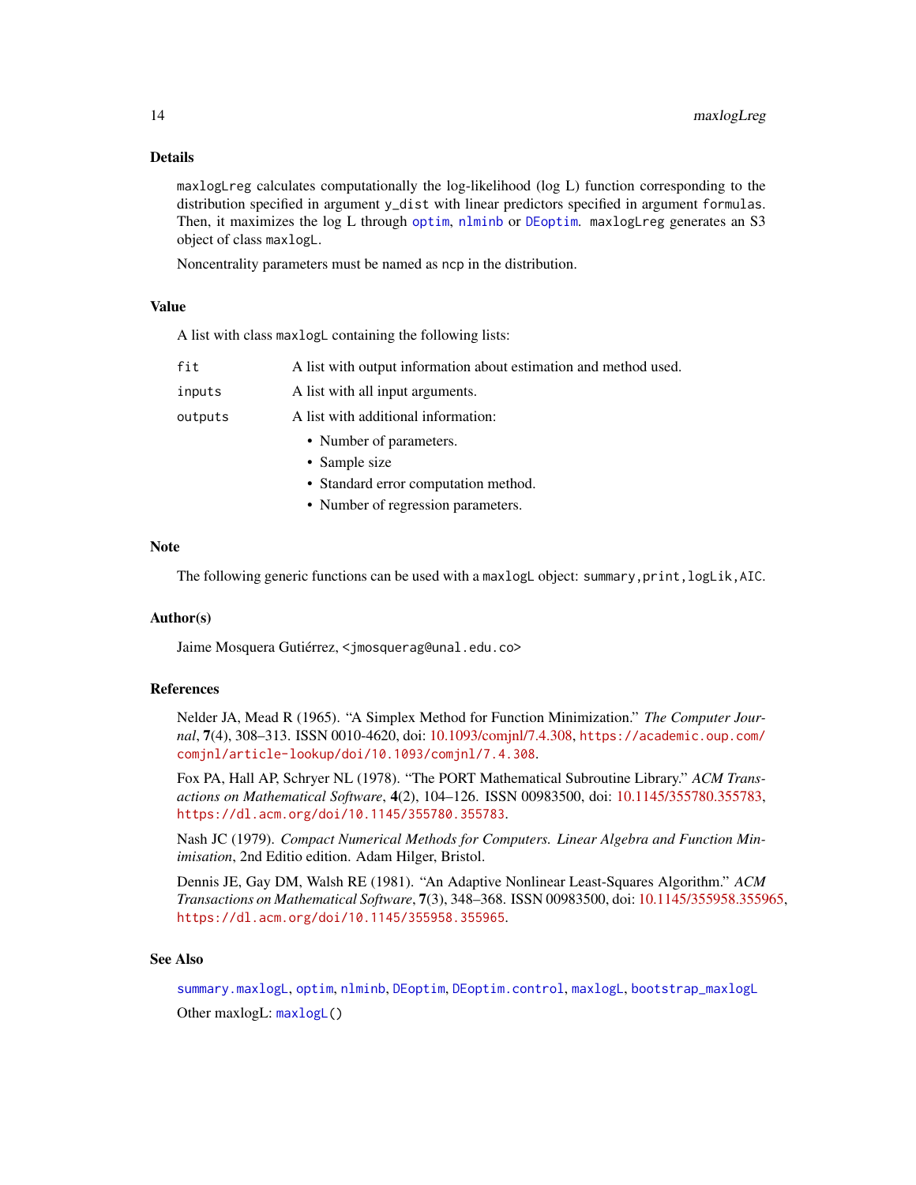### Details

maxlogLreg calculates computationally the log-likelihood (log L) function corresponding to the distribution specified in argument y_dist with linear predictors specified in argument formulas. Then, it maximizes the log L through optim, nlminb or DEoptim. maxlogLreg generates an S3 object of class maxlogL.

Noncentrality parameters must be named as ncp in the distribution.

### Value

A list with class maxlogL containing the following lists:

| | |
|---|---|
| fit | A list with output information about estimation and method used. |
| inputs | A list with all input arguments. |
| outputs | A list with additional information: |

- Number of parameters.
- Sample size
- Standard error computation method.
- Number of regression parameters.

### Note

The following generic functions can be used with a maxlogL object: summary,print,logLik,AIC.

### Author(s)

Jaime Mosquera Gutiérrez, <jmosquerag@unal.edu.co>

### References

Nelder JA, Mead R (1965). "A Simplex Method for Function Minimization." *The Computer Journal*, **7**(4), 308–313. ISSN 0010-4620, doi: 10.1093/comjnl/7.4.308, https://academic.oup.com/comjnl/article-lookup/doi/10.1093/comjnl/7.4.308.

Fox PA, Hall AP, Schryer NL (1978). "The PORT Mathematical Subroutine Library." *ACM Transactions on Mathematical Software*, **4**(2), 104–126. ISSN 00983500, doi: 10.1145/355780.355783, https://dl.acm.org/doi/10.1145/355780.355783.

Nash JC (1979). *Compact Numerical Methods for Computers. Linear Algebra and Function Minimisation*, 2nd Editio edition. Adam Hilger, Bristol.

Dennis JE, Gay DM, Walsh RE (1981). "An Adaptive Nonlinear Least-Squares Algorithm." *ACM Transactions on Mathematical Software*, **7**(3), 348–368. ISSN 00983500, doi: 10.1145/355958.355965, https://dl.acm.org/doi/10.1145/355958.355965.

### See Also

summary.maxlogL, optim, nlminb, DEoptim, DEoptim.control, maxlogL, bootstrap_maxlogL

Other maxlogL: maxlogL()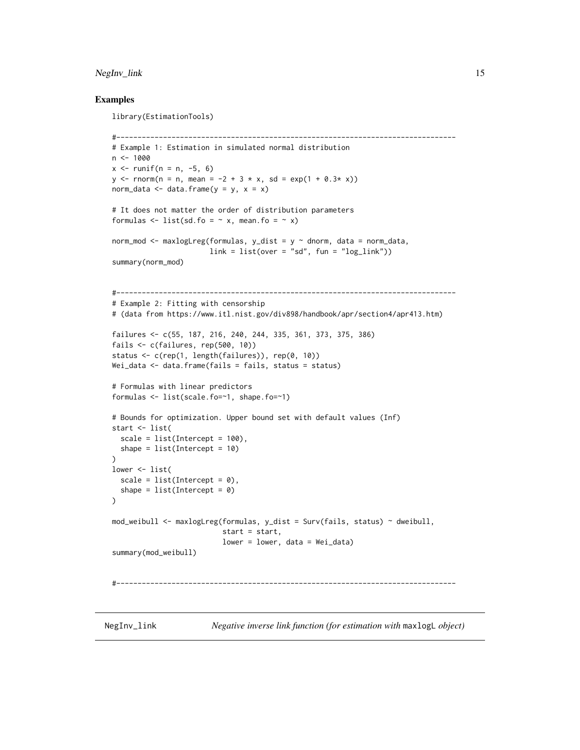## Examples

```
library(EstimationTools)

#----------------------------------------------------------------------------
# Example 1: Estimation in simulated normal distribution
n <- 1000
x <- runif(n = n, -5, 6)
y <- rnorm(n = n, mean = -2 + 3 * x, sd = exp(1 + 0.3* x))
norm_data <- data.frame(y = y, x = x)

# It does not matter the order of distribution parameters
formulas <- list(sd.fo = ~ x, mean.fo = ~ x)

norm_mod <- maxlogLreg(formulas, y_dist = y ~ dnorm, data = norm_data,
                       link = list(over = "sd", fun = "log_link"))
summary(norm_mod)


#----------------------------------------------------------------------------
# Example 2: Fitting with censorship
# (data from https://www.itl.nist.gov/div898/handbook/apr/section4/apr413.htm)

failures <- c(55, 187, 216, 240, 244, 335, 361, 373, 375, 386)
fails <- c(failures, rep(500, 10))
status <- c(rep(1, length(failures)), rep(0, 10))
Wei_data <- data.frame(fails = fails, status = status)

# Formulas with linear predictors
formulas <- list(scale.fo=~1, shape.fo=~1)

# Bounds for optimization. Upper bound set with default values (Inf)
start <- list(
  scale = list(Intercept = 100),
  shape = list(Intercept = 10)
)
lower <- list(
  scale = list(Intercept = 0),
  shape = list(Intercept = 0)
)

mod_weibull <- maxlogLreg(formulas, y_dist = Surv(fails, status) ~ dweibull,
                          start = start,
                          lower = lower, data = Wei_data)
summary(mod_weibull)


#----------------------------------------------------------------------------
```

---

NegInv_link — *Negative inverse link function (for estimation with* maxlogL *object)*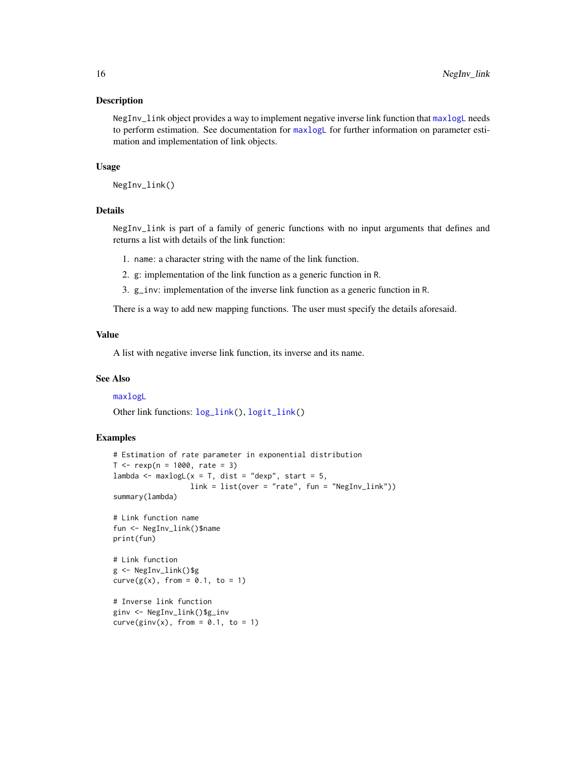## Description

`NegInv_link` object provides a way to implement negative inverse link function that `maxlogL` needs to perform estimation. See documentation for `maxlogL` for further information on parameter estimation and implementation of link objects.

## Usage

```
NegInv_link()
```

## Details

`NegInv_link` is part of a family of generic functions with no input arguments that defines and returns a list with details of the link function:

1. `name`: a character string with the name of the link function.
2. `g`: implementation of the link function as a generic function in `R`.
3. `g_inv`: implementation of the inverse link function as a generic function in `R`.

There is a way to add new mapping functions. The user must specify the details aforesaid.

## Value

A list with negative inverse link function, its inverse and its name.

## See Also

`maxlogL`

Other link functions: `log_link()`, `logit_link()`

## Examples

```
# Estimation of rate parameter in exponential distribution
T <- rexp(n = 1000, rate = 3)
lambda <- maxlogL(x = T, dist = "dexp", start = 5,
                  link = list(over = "rate", fun = "NegInv_link"))
summary(lambda)

# Link function name
fun <- NegInv_link()$name
print(fun)

# Link function
g <- NegInv_link()$g
curve(g(x), from = 0.1, to = 1)

# Inverse link function
ginv <- NegInv_link()$g_inv
curve(ginv(x), from = 0.1, to = 1)
```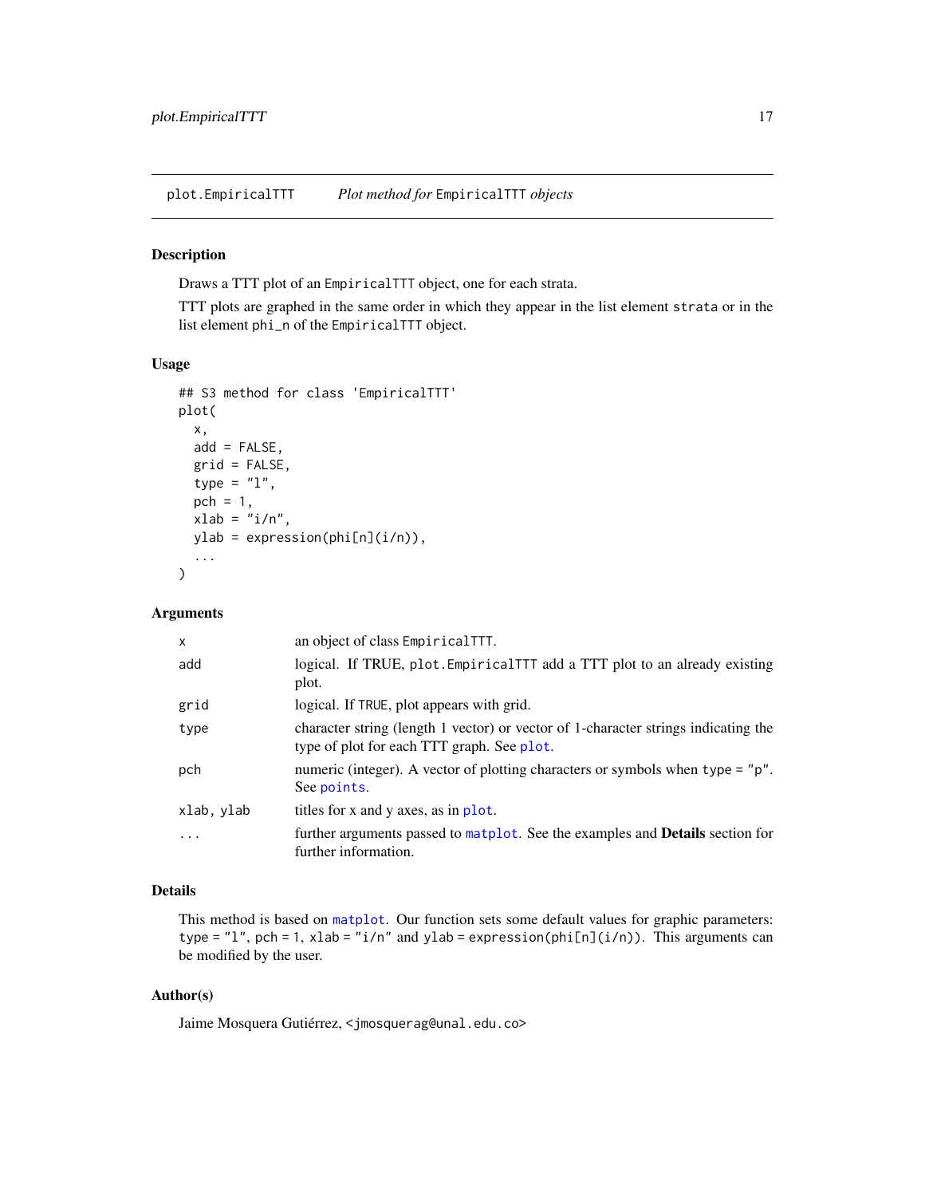## plot.EmpiricalTTT    *Plot method for* `EmpiricalTTT` *objects*

### Description

Draws a TTT plot of an `EmpiricalTTT` object, one for each strata.

TTT plots are graphed in the same order in which they appear in the list element `strata` or in the list element `phi_n` of the `EmpiricalTTT` object.

### Usage

```
## S3 method for class 'EmpiricalTTT'
plot(
  x,
  add = FALSE,
  grid = FALSE,
  type = "l",
  pch = 1,
  xlab = "i/n",
  ylab = expression(phi[n](i/n)),
  ...
)
```

### Arguments

| | |
|---|---|
| `x` | an object of class `EmpiricalTTT`. |
| `add` | logical. If TRUE, `plot.EmpiricalTTT` add a TTT plot to an already existing plot. |
| `grid` | logical. If `TRUE`, plot appears with grid. |
| `type` | character string (length 1 vector) or vector of 1-character strings indicating the type of plot for each TTT graph. See `plot`. |
| `pch` | numeric (integer). A vector of plotting characters or symbols when `type = "p"`. See `points`. |
| `xlab, ylab` | titles for x and y axes, as in `plot`. |
| `...` | further arguments passed to `matplot`. See the examples and **Details** section for further information. |

### Details

This method is based on `matplot`. Our function sets some default values for graphic parameters: `type = "l"`, `pch = 1`, `xlab = "i/n"` and `ylab = expression(phi[n](i/n))`. This arguments can be modified by the user.

### Author(s)

Jaime Mosquera Gutiérrez, <`jmosquerag@unal.edu.co`>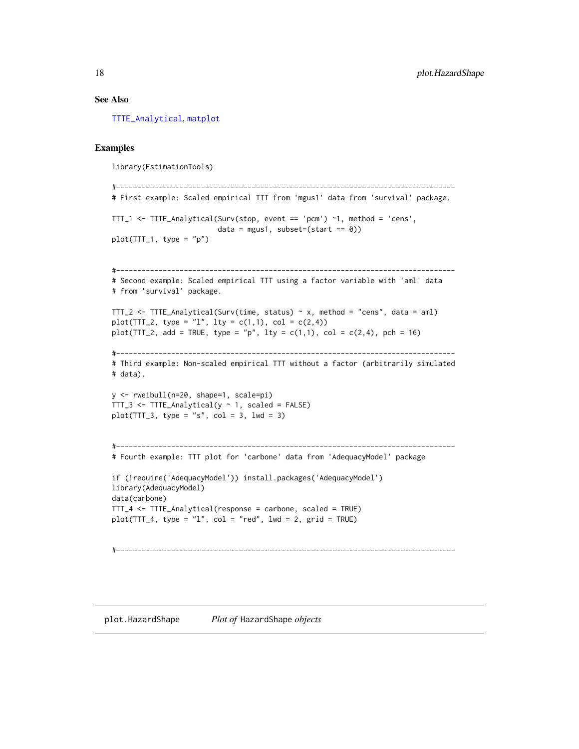## See Also

TTTE_Analytical, matplot

## Examples

```
library(EstimationTools)

#--------------------------------------------------------------------------------
# First example: Scaled empirical TTT from 'mgus1' data from 'survival' package.

TTT_1 <- TTTE_Analytical(Surv(stop, event == 'pcm') ~1, method = 'cens',
                         data = mgus1, subset=(start == 0))
plot(TTT_1, type = "p")


#--------------------------------------------------------------------------------
# Second example: Scaled empirical TTT using a factor variable with 'aml' data
# from 'survival' package.

TTT_2 <- TTTE_Analytical(Surv(time, status) ~ x, method = "cens", data = aml)
plot(TTT_2, type = "l", lty = c(1,1), col = c(2,4))
plot(TTT_2, add = TRUE, type = "p", lty = c(1,1), col = c(2,4), pch = 16)

#--------------------------------------------------------------------------------
# Third example: Non-scaled empirical TTT without a factor (arbitrarily simulated
# data).

y <- rweibull(n=20, shape=1, scale=pi)
TTT_3 <- TTTE_Analytical(y ~ 1, scaled = FALSE)
plot(TTT_3, type = "s", col = 3, lwd = 3)


#--------------------------------------------------------------------------------
# Fourth example: TTT plot for 'carbone' data from 'AdequacyModel' package

if (!require('AdequacyModel')) install.packages('AdequacyModel')
library(AdequacyModel)
data(carbone)
TTT_4 <- TTTE_Analytical(response = carbone, scaled = TRUE)
plot(TTT_4, type = "l", col = "red", lwd = 2, grid = TRUE)


#--------------------------------------------------------------------------------
```

---

# plot.HazardShape *Plot of* HazardShape *objects*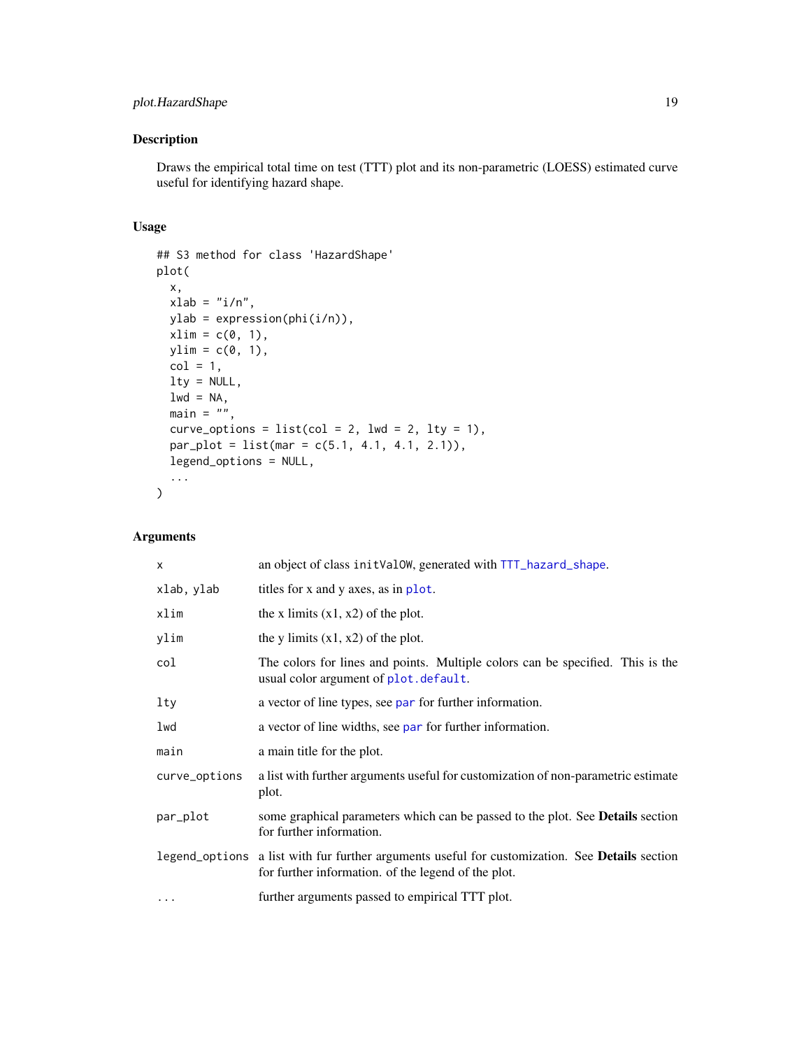### Description

Draws the empirical total time on test (TTT) plot and its non-parametric (LOESS) estimated curve useful for identifying hazard shape.

### Usage

```
## S3 method for class 'HazardShape'
plot(
  x,
  xlab = "i/n",
  ylab = expression(phi(i/n)),
  xlim = c(0, 1),
  ylim = c(0, 1),
  col = 1,
  lty = NULL,
  lwd = NA,
  main = "",
  curve_options = list(col = 2, lwd = 2, lty = 1),
  par_plot = list(mar = c(5.1, 4.1, 4.1, 2.1)),
  legend_options = NULL,
  ...
)
```

### Arguments

| Argument | Description |
|---|---|
| `x` | an object of class `initValOW`, generated with `TTT_hazard_shape`. |
| `xlab, ylab` | titles for x and y axes, as in `plot`. |
| `xlim` | the x limits (x1, x2) of the plot. |
| `ylim` | the y limits (x1, x2) of the plot. |
| `col` | The colors for lines and points. Multiple colors can be specified. This is the usual color argument of `plot.default`. |
| `lty` | a vector of line types, see `par` for further information. |
| `lwd` | a vector of line widths, see `par` for further information. |
| `main` | a main title for the plot. |
| `curve_options` | a list with further arguments useful for customization of non-parametric estimate plot. |
| `par_plot` | some graphical parameters which can be passed to the plot. See **Details** section for further information. |
| `legend_options` | a list with fur further arguments useful for customization. See **Details** section for further information. of the legend of the plot. |
| `...` | further arguments passed to empirical TTT plot. |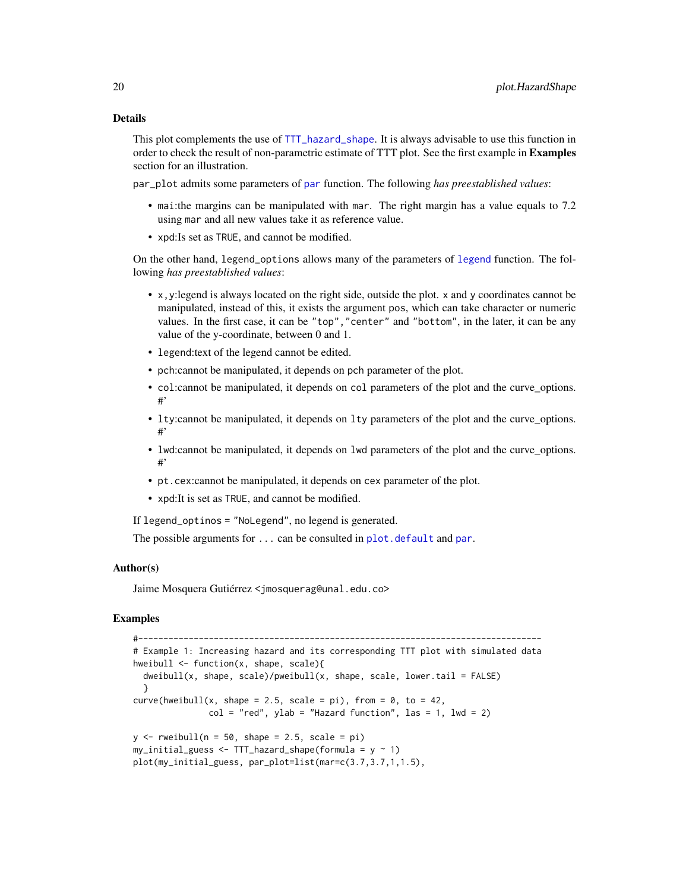### Details

This plot complements the use of `TTT_hazard_shape`. It is always advisable to use this function in order to check the result of non-parametric estimate of TTT plot. See the first example in **Examples** section for an illustration.

`par_plot` admits some parameters of `par` function. The following *has preestablished values*:

- `mai`:the margins can be manipulated with `mar`. The right margin has a value equals to 7.2 using `mar` and all new values take it as reference value.
- `xpd`:Is set as `TRUE`, and cannot be modified.

On the other hand, `legend_options` allows many of the parameters of `legend` function. The following *has preestablished values*:

- `x,y`:legend is always located on the right side, outside the plot. `x` and `y` coordinates cannot be manipulated, instead of this, it exists the argument `pos`, which can take character or numeric values. In the first case, it can be `"top"`,`"center"` and `"bottom"`, in the later, it can be any value of the y-coordinate, between 0 and 1.
- `legend`:text of the legend cannot be edited.
- `pch`:cannot be manipulated, it depends on `pch` parameter of the plot.
- `col`:cannot be manipulated, it depends on `col` parameters of the plot and the curve_options. #'
- `lty`:cannot be manipulated, it depends on `lty` parameters of the plot and the curve_options. #'
- `lwd`:cannot be manipulated, it depends on `lwd` parameters of the plot and the curve_options. #'
- `pt.cex`:cannot be manipulated, it depends on `cex` parameter of the plot.
- `xpd`:It is set as `TRUE`, and cannot be modified.

If `legend_optinos` = `"NoLegend"`, no legend is generated.

The possible arguments for `...` can be consulted in `plot.default` and `par`.

### Author(s)

Jaime Mosquera Gutiérrez <jmosquerag@unal.edu.co>

### Examples

```
#--------------------------------------------------------------------------------
# Example 1: Increasing hazard and its corresponding TTT plot with simulated data
hweibull <- function(x, shape, scale){
  dweibull(x, shape, scale)/pweibull(x, shape, scale, lower.tail = FALSE)
  }
curve(hweibull(x, shape = 2.5, scale = pi), from = 0, to = 42,
              col = "red", ylab = "Hazard function", las = 1, lwd = 2)

y <- rweibull(n = 50, shape = 2.5, scale = pi)
my_initial_guess <- TTT_hazard_shape(formula = y ~ 1)
plot(my_initial_guess, par_plot=list(mar=c(3.7,3.7,1,1.5),
```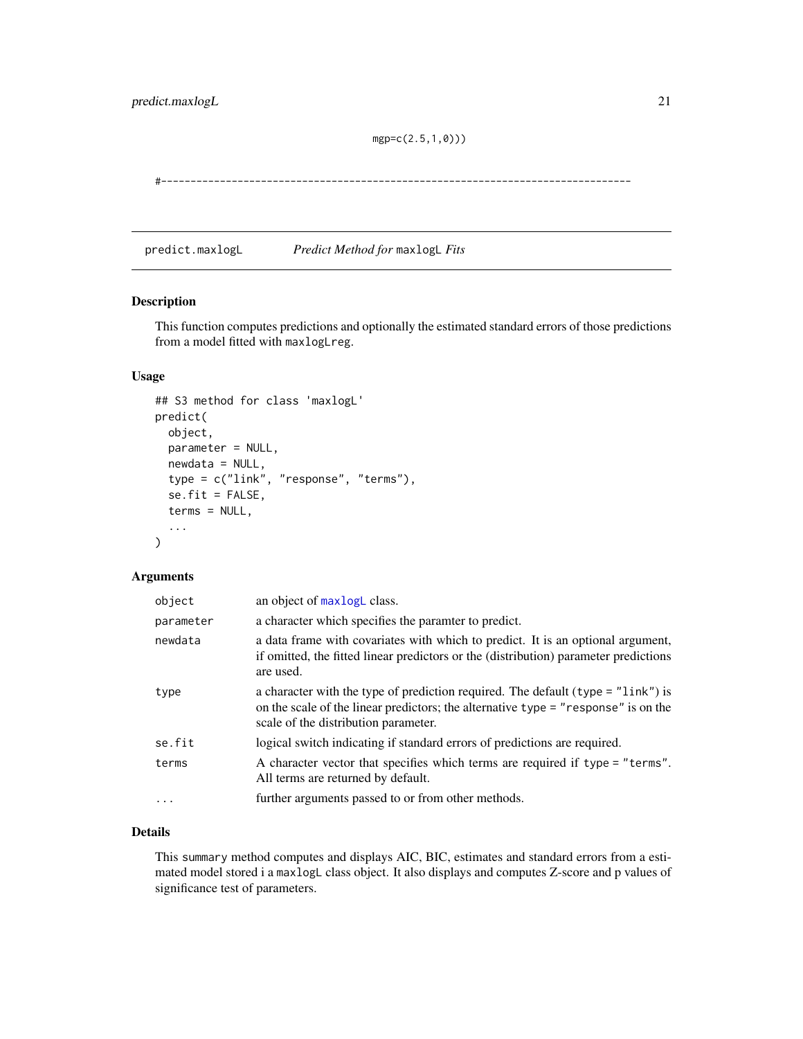```
mgp=c(2.5,1,0)))

#--------------------------------------------------------------------------------
```

## predict.maxlogL — *Predict Method for* `maxlogL` *Fits*

### Description

This function computes predictions and optionally the estimated standard errors of those predictions from a model fitted with `maxlogLreg`.

### Usage

```
## S3 method for class 'maxlogL'
predict(
  object,
  parameter = NULL,
  newdata = NULL,
  type = c("link", "response", "terms"),
  se.fit = FALSE,
  terms = NULL,
  ...
)
```

### Arguments

| | |
|---|---|
| `object` | an object of `maxlogL` class. |
| `parameter` | a character which specifies the paramter to predict. |
| `newdata` | a data frame with covariates with which to predict. It is an optional argument, if omitted, the fitted linear predictors or the (distribution) parameter predictions are used. |
| `type` | a character with the type of prediction required. The default (`type = "link"`) is on the scale of the linear predictors; the alternative `type = "response"` is on the scale of the distribution parameter. |
| `se.fit` | logical switch indicating if standard errors of predictions are required. |
| `terms` | A character vector that specifies which terms are required if `type = "terms"`. All terms are returned by default. |
| `...` | further arguments passed to or from other methods. |

### Details

This `summary` method computes and displays AIC, BIC, estimates and standard errors from a estimated model stored i a `maxlogL` class object. It also displays and computes Z-score and p values of significance test of parameters.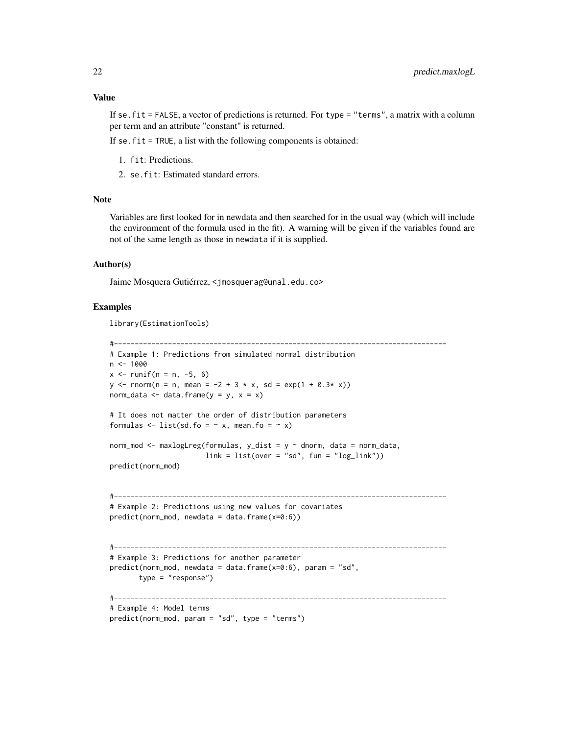## Value

If `se.fit = FALSE`, a vector of predictions is returned. For `type = "terms"`, a matrix with a column per term and an attribute "constant" is returned.

If `se.fit = TRUE`, a list with the following components is obtained:

1. `fit`: Predictions.
2. `se.fit`: Estimated standard errors.

## Note

Variables are first looked for in newdata and then searched for in the usual way (which will include the environment of the formula used in the fit). A warning will be given if the variables found are not of the same length as those in `newdata` if it is supplied.

## Author(s)

Jaime Mosquera Gutiérrez, <jmosquerag@unal.edu.co>

## Examples

```
library(EstimationTools)

#----------------------------------------------------------------------------
# Example 1: Predictions from simulated normal distribution
n <- 1000
x <- runif(n = n, -5, 6)
y <- rnorm(n = n, mean = -2 + 3 * x, sd = exp(1 + 0.3* x))
norm_data <- data.frame(y = y, x = x)

# It does not matter the order of distribution parameters
formulas <- list(sd.fo = ~ x, mean.fo = ~ x)

norm_mod <- maxlogLreg(formulas, y_dist = y ~ dnorm, data = norm_data,
                       link = list(over = "sd", fun = "log_link"))
predict(norm_mod)


#----------------------------------------------------------------------------
# Example 2: Predictions using new values for covariates
predict(norm_mod, newdata = data.frame(x=0:6))


#----------------------------------------------------------------------------
# Example 3: Predictions for another parameter
predict(norm_mod, newdata = data.frame(x=0:6), param = "sd",
        type = "response")

#----------------------------------------------------------------------------
# Example 4: Model terms
predict(norm_mod, param = "sd", type = "terms")
```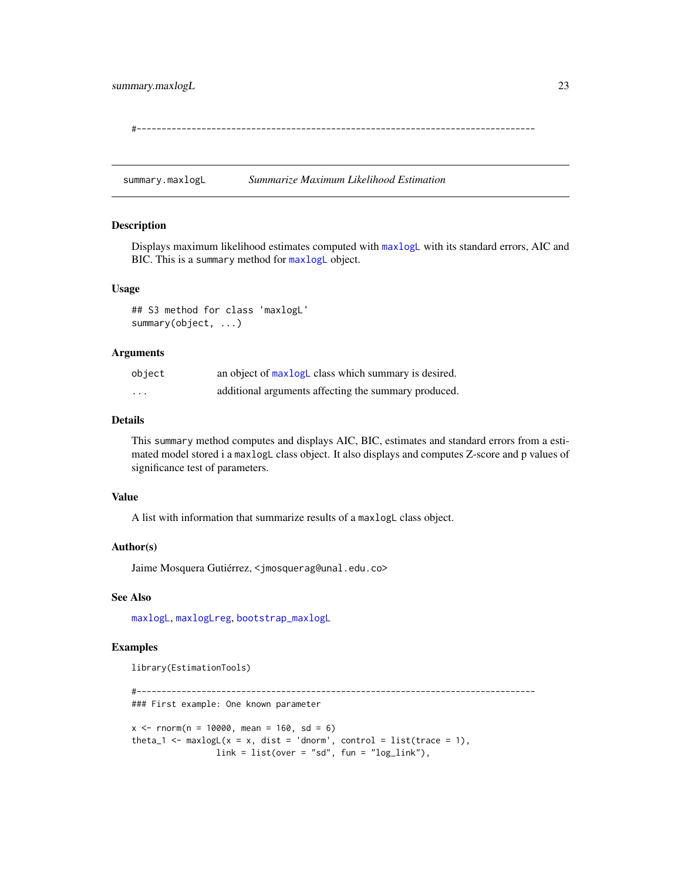```
#------------------------------------------------------------------------------
```

## summary.maxlogL — *Summarize Maximum Likelihood Estimation*

### Description

Displays maximum likelihood estimates computed with maxlogL with its standard errors, AIC and BIC. This is a summary method for maxlogL object.

### Usage

```
## S3 method for class 'maxlogL'
summary(object, ...)
```

### Arguments

| | |
|---|---|
| object | an object of maxlogL class which summary is desired. |
| ... | additional arguments affecting the summary produced. |

### Details

This summary method computes and displays AIC, BIC, estimates and standard errors from a estimated model stored i a maxlogL class object. It also displays and computes Z-score and p values of significance test of parameters.

### Value

A list with information that summarize results of a maxlogL class object.

### Author(s)

Jaime Mosquera Gutiérrez, <jmosquerag@unal.edu.co>

### See Also

maxlogL, maxlogLreg, bootstrap_maxlogL

### Examples

```
library(EstimationTools)

#------------------------------------------------------------------------------
### First example: One known parameter

x <- rnorm(n = 10000, mean = 160, sd = 6)
theta_1 <- maxlogL(x = x, dist = 'dnorm', control = list(trace = 1),
                   link = list(over = "sd", fun = "log_link"),
```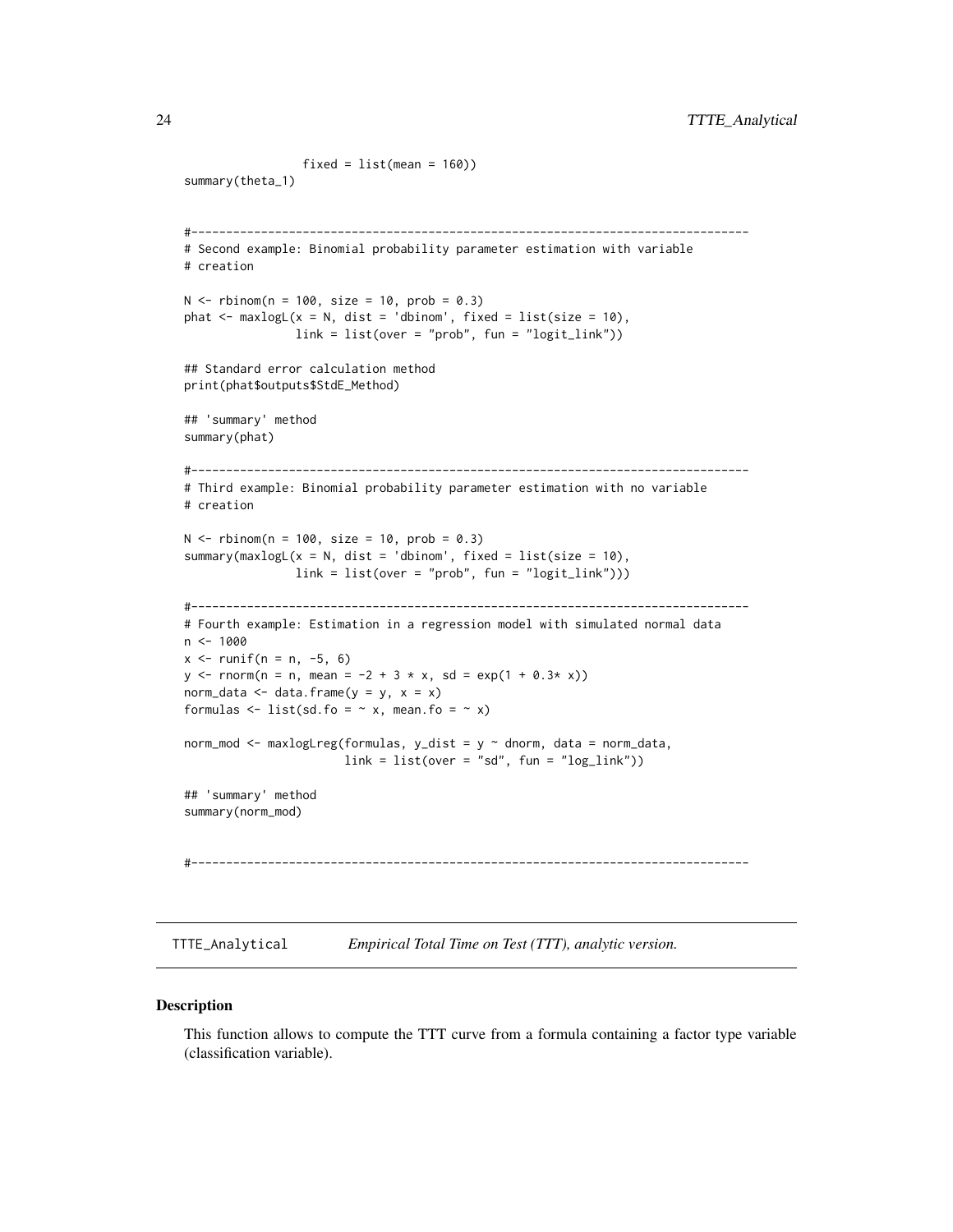```
                 fixed = list(mean = 160))
summary(theta_1)


#--------------------------------------------------------------------------------
# Second example: Binomial probability parameter estimation with variable
# creation

N <- rbinom(n = 100, size = 10, prob = 0.3)
phat <- maxlogL(x = N, dist = 'dbinom', fixed = list(size = 10),
                link = list(over = "prob", fun = "logit_link"))

## Standard error calculation method
print(phat$outputs$StdE_Method)

## 'summary' method
summary(phat)

#--------------------------------------------------------------------------------
# Third example: Binomial probability parameter estimation with no variable
# creation

N <- rbinom(n = 100, size = 10, prob = 0.3)
summary(maxlogL(x = N, dist = 'dbinom', fixed = list(size = 10),
                link = list(over = "prob", fun = "logit_link")))

#--------------------------------------------------------------------------------
# Fourth example: Estimation in a regression model with simulated normal data
n <- 1000
x <- runif(n = n, -5, 6)
y <- rnorm(n = n, mean = -2 + 3 * x, sd = exp(1 + 0.3* x))
norm_data <- data.frame(y = y, x = x)
formulas <- list(sd.fo = ~ x, mean.fo = ~ x)

norm_mod <- maxlogLreg(formulas, y_dist = y ~ dnorm, data = norm_data,
                       link = list(over = "sd", fun = "log_link"))

## 'summary' method
summary(norm_mod)


#--------------------------------------------------------------------------------
```

---

`TTTE_Analytical` *Empirical Total Time on Test (TTT), analytic version.*

---

## Description

This function allows to compute the TTT curve from a formula containing a factor type variable (classification variable).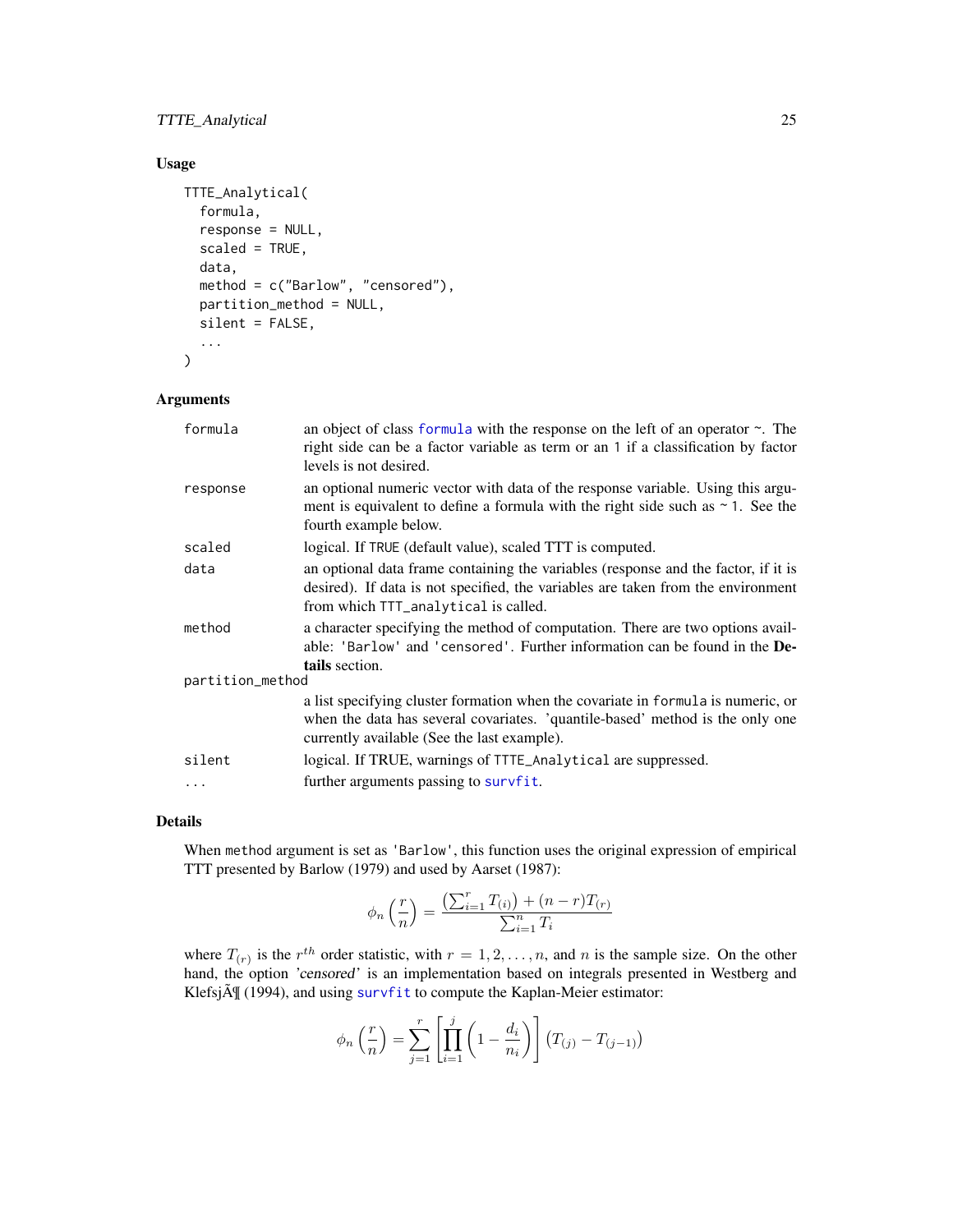## Usage

```
TTTE_Analytical(
  formula,
  response = NULL,
  scaled = TRUE,
  data,
  method = c("Barlow", "censored"),
  partition_method = NULL,
  silent = FALSE,
  ...
)
```

## Arguments

| | |
|---|---|
| `formula` | an object of class formula with the response on the left of an operator ~. The right side can be a factor variable as term or an 1 if a classification by factor levels is not desired. |
| `response` | an optional numeric vector with data of the response variable. Using this argument is equivalent to define a formula with the right side such as `~ 1`. See the fourth example below. |
| `scaled` | logical. If `TRUE` (default value), scaled TTT is computed. |
| `data` | an optional data frame containing the variables (response and the factor, if it is desired). If data is not specified, the variables are taken from the environment from which `TTT_analytical` is called. |
| `method` | a character specifying the method of computation. There are two options available: `'Barlow'` and `'censored'`. Further information can be found in the **Details** section. |
| `partition_method` | a list specifying cluster formation when the covariate in `formula` is numeric, or when the data has several covariates. 'quantile-based' method is the only one currently available (See the last example). |
| `silent` | logical. If TRUE, warnings of `TTTE_Analytical` are suppressed. |
| `...` | further arguments passing to survfit. |

## Details

When `method` argument is set as `'Barlow'`, this function uses the original expression of empirical TTT presented by Barlow (1979) and used by Aarset (1987):

$$\phi_n\left(\frac{r}{n}\right) = \frac{\left(\sum_{i=1}^{r} T_{(i)}\right) + (n-r)T_{(r)}}{\sum_{i=1}^{n} T_i}$$

where $T_{(r)}$ is the $r^{th}$ order statistic, with $r = 1, 2, \ldots, n$, and $n$ is the sample size. On the other hand, the option *'censored'* is an implementation based on integrals presented in Westberg and KlefsjÃ¶ (1994), and using survfit to compute the Kaplan-Meier estimator:

$$\phi_n\left(\frac{r}{n}\right) = \sum_{j=1}^{r}\left[\prod_{i=1}^{j}\left(1 - \frac{d_i}{n_i}\right)\right]\left(T_{(j)} - T_{(j-1)}\right)$$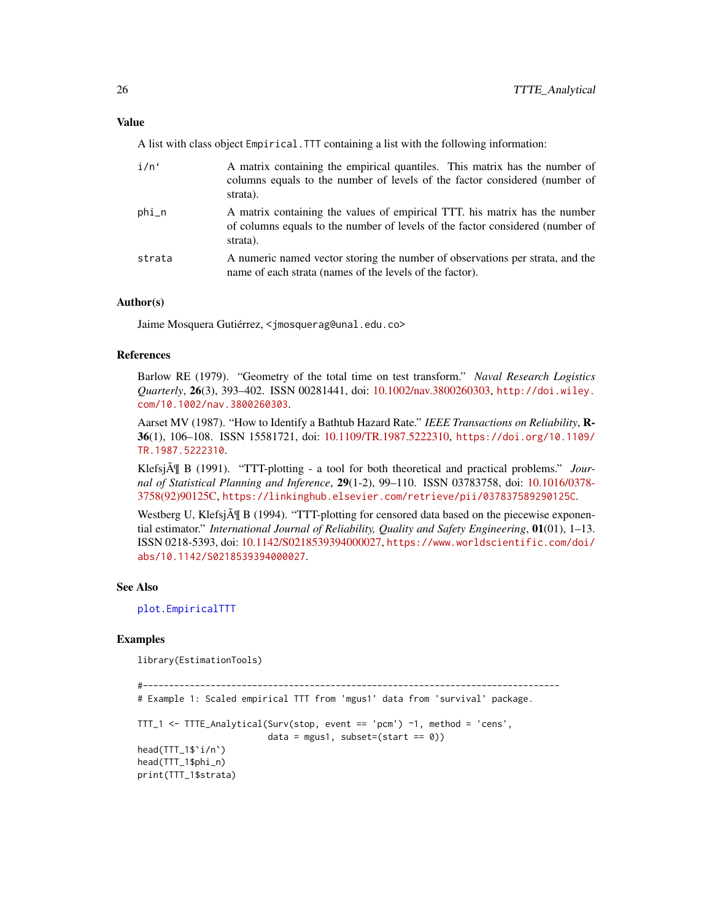## Value

A list with class object `Empirical.TTT` containing a list with the following information:

- **i/n`**: A matrix containing the empirical quantiles. This matrix has the number of columns equals to the number of levels of the factor considered (number of strata).
- **phi_n**: A matrix containing the values of empirical TTT. his matrix has the number of columns equals to the number of levels of the factor considered (number of strata).
- **strata**: A numeric named vector storing the number of observations per strata, and the name of each strata (names of the levels of the factor).

## Author(s)

Jaime Mosquera Gutiérrez, <jmosquerag@unal.edu.co>

## References

Barlow RE (1979). "Geometry of the total time on test transform." *Naval Research Logistics Quarterly*, **26**(3), 393–402. ISSN 00281441, doi: 10.1002/nav.3800260303, http://doi.wiley.com/10.1002/nav.3800260303.

Aarset MV (1987). "How to Identify a Bathtub Hazard Rate." *IEEE Transactions on Reliability*, **R-36**(1), 106–108. ISSN 15581721, doi: 10.1109/TR.1987.5222310, https://doi.org/10.1109/TR.1987.5222310.

KlefsjÃ¶ B (1991). "TTT-plotting - a tool for both theoretical and practical problems." *Journal of Statistical Planning and Inference*, **29**(1-2), 99–110. ISSN 03783758, doi: 10.1016/0378-3758(92)90125C, https://linkinghub.elsevier.com/retrieve/pii/037837589290125C.

Westberg U, KlefsjÃ¶ B (1994). "TTT-plotting for censored data based on the piecewise exponential estimator." *International Journal of Reliability, Quality and Safety Engineering*, **01**(01), 1–13. ISSN 0218-5393, doi: 10.1142/S0218539394000027, https://www.worldscientific.com/doi/abs/10.1142/S0218539394000027.

## See Also

plot.EmpiricalTTT

## Examples

```
library(EstimationTools)

#--------------------------------------------------------------------------------
# Example 1: Scaled empirical TTT from 'mgus1' data from 'survival' package.

TTT_1 <- TTTE_Analytical(Surv(stop, event == 'pcm') ~1, method = 'cens',
                         data = mgus1, subset=(start == 0))
head(TTT_1$`i/n`)
head(TTT_1$phi_n)
print(TTT_1$strata)
```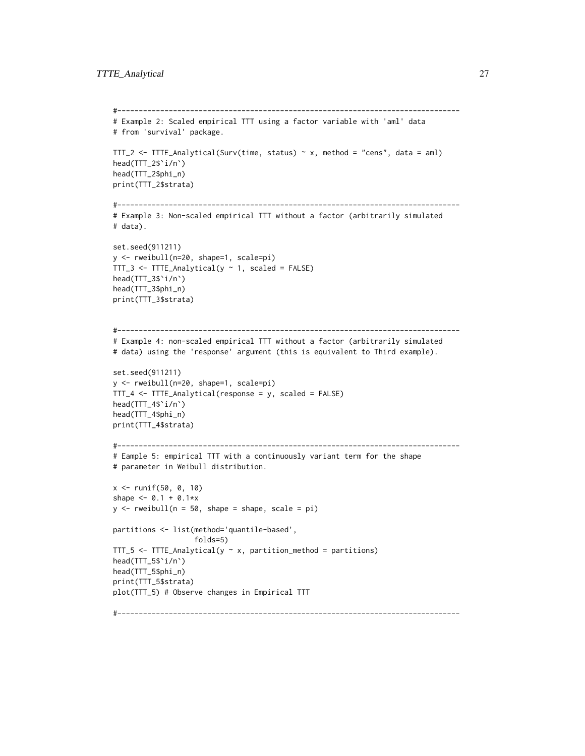```
#------------------------------------------------------------------------------
# Example 2: Scaled empirical TTT using a factor variable with 'aml' data
# from 'survival' package.

TTT_2 <- TTTE_Analytical(Surv(time, status) ~ x, method = "cens", data = aml)
head(TTT_2$`i/n`)
head(TTT_2$phi_n)
print(TTT_2$strata)

#------------------------------------------------------------------------------
# Example 3: Non-scaled empirical TTT without a factor (arbitrarily simulated
# data).

set.seed(911211)
y <- rweibull(n=20, shape=1, scale=pi)
TTT_3 <- TTTE_Analytical(y ~ 1, scaled = FALSE)
head(TTT_3$`i/n`)
head(TTT_3$phi_n)
print(TTT_3$strata)


#------------------------------------------------------------------------------
# Example 4: non-scaled empirical TTT without a factor (arbitrarily simulated
# data) using the 'response' argument (this is equivalent to Third example).

set.seed(911211)
y <- rweibull(n=20, shape=1, scale=pi)
TTT_4 <- TTTE_Analytical(response = y, scaled = FALSE)
head(TTT_4$`i/n`)
head(TTT_4$phi_n)
print(TTT_4$strata)

#------------------------------------------------------------------------------
# Eample 5: empirical TTT with a continuously variant term for the shape
# parameter in Weibull distribution.

x <- runif(50, 0, 10)
shape <- 0.1 + 0.1*x
y <- rweibull(n = 50, shape = shape, scale = pi)

partitions <- list(method='quantile-based',
                   folds=5)
TTT_5 <- TTTE_Analytical(y ~ x, partition_method = partitions)
head(TTT_5$`i/n`)
head(TTT_5$phi_n)
print(TTT_5$strata)
plot(TTT_5) # Observe changes in Empirical TTT

#------------------------------------------------------------------------------
```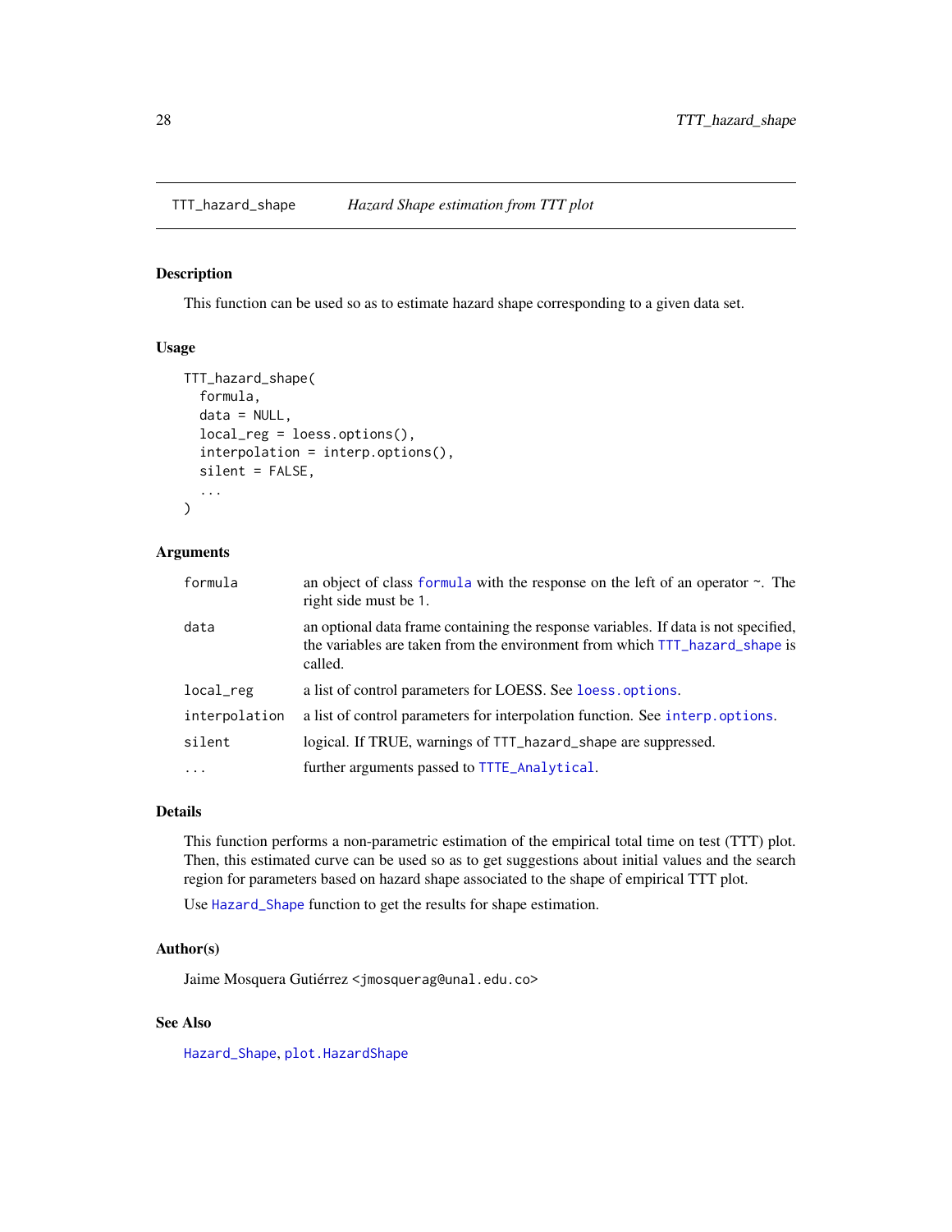## TTT_hazard_shape *Hazard Shape estimation from TTT plot*

### Description

This function can be used so as to estimate hazard shape corresponding to a given data set.

### Usage

```
TTT_hazard_shape(
  formula,
  data = NULL,
  local_reg = loess.options(),
  interpolation = interp.options(),
  silent = FALSE,
  ...
)
```

### Arguments

| | |
|---|---|
| formula | an object of class formula with the response on the left of an operator ~. The right side must be 1. |
| data | an optional data frame containing the response variables. If data is not specified, the variables are taken from the environment from which TTT_hazard_shape is called. |
| local_reg | a list of control parameters for LOESS. See loess.options. |
| interpolation | a list of control parameters for interpolation function. See interp.options. |
| silent | logical. If TRUE, warnings of TTT_hazard_shape are suppressed. |
| ... | further arguments passed to TTTE_Analytical. |

### Details

This function performs a non-parametric estimation of the empirical total time on test (TTT) plot. Then, this estimated curve can be used so as to get suggestions about initial values and the search region for parameters based on hazard shape associated to the shape of empirical TTT plot.

Use Hazard_Shape function to get the results for shape estimation.

### Author(s)

Jaime Mosquera Gutiérrez <jmosquerag@unal.edu.co>

### See Also

Hazard_Shape, plot.HazardShape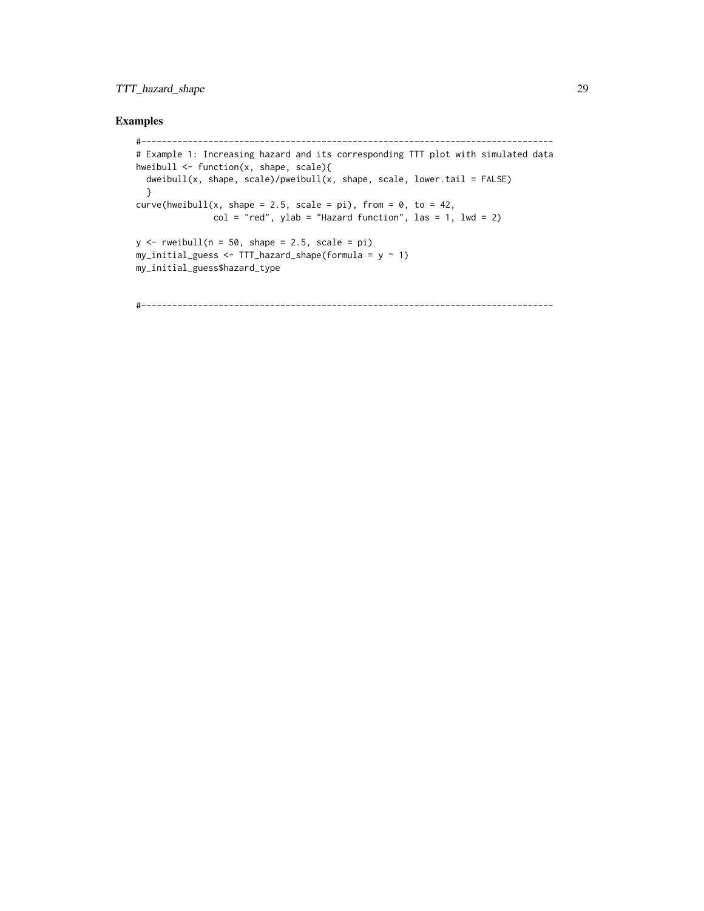## Examples

```
#--------------------------------------------------------------------------------
# Example 1: Increasing hazard and its corresponding TTT plot with simulated data
hweibull <- function(x, shape, scale){
  dweibull(x, shape, scale)/pweibull(x, shape, scale, lower.tail = FALSE)
  }
curve(hweibull(x, shape = 2.5, scale = pi), from = 0, to = 42,
               col = "red", ylab = "Hazard function", las = 1, lwd = 2)

y <- rweibull(n = 50, shape = 2.5, scale = pi)
my_initial_guess <- TTT_hazard_shape(formula = y ~ 1)
my_initial_guess$hazard_type


#--------------------------------------------------------------------------------
```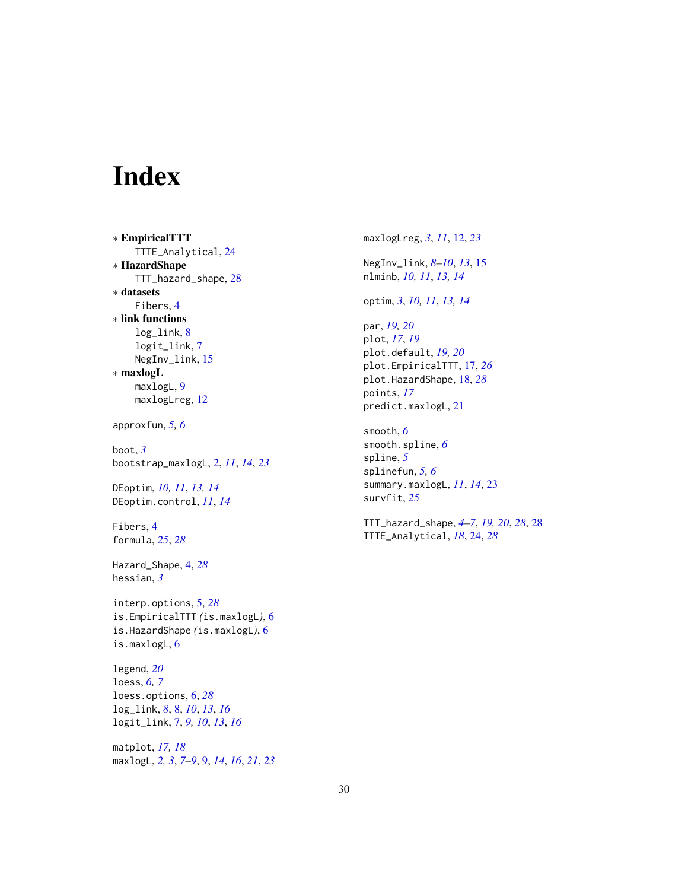# Index

* **EmpiricalTTT**
  TTTE_Analytical, 24
* **HazardShape**
  TTT_hazard_shape, 28
* **datasets**
  Fibers, 4
* **link functions**
  log_link, 8
  logit_link, 7
  NegInv_link, 15
* **maxlogL**
  maxlogL, 9
  maxlogLreg, 12

approxfun, *5, 6*

boot, *3*
bootstrap_maxlogL, 2, *11*, *14*, *23*

DEoptim, *10, 11*, *13, 14*
DEoptim.control, *11*, *14*

Fibers, 4
formula, *25*, *28*

Hazard_Shape, 4, *28*
hessian, *3*

interp.options, 5, *28*
is.EmpiricalTTT *(*is.maxlogL*)*, 6
is.HazardShape *(*is.maxlogL*)*, 6
is.maxlogL, 6

legend, *20*
loess, *6, 7*
loess.options, 6, *28*
log_link, *8*, 8, *10*, *13*, *16*
logit_link, 7, *9, 10*, *13*, *16*

matplot, *17, 18*
maxlogL, *2, 3*, *7–9*, 9, *14*, *16*, *21*, *23*
maxlogLreg, *3*, *11*, 12, *23*

NegInv_link, *8–10*, *13*, 15
nlminb, *10, 11*, *13, 14*

optim, *3*, *10, 11*, *13, 14*

par, *19, 20*
plot, *17*, *19*
plot.default, *19, 20*
plot.EmpiricalTTT, 17, *26*
plot.HazardShape, 18, *28*
points, *17*
predict.maxlogL, 21

smooth, *6*
smooth.spline, *6*
spline, *5*
splinefun, *5, 6*
summary.maxlogL, *11*, *14*, 23
survfit, *25*

TTT_hazard_shape, *4–7*, *19, 20*, *28*, 28
TTTE_Analytical, *18*, 24, *28*